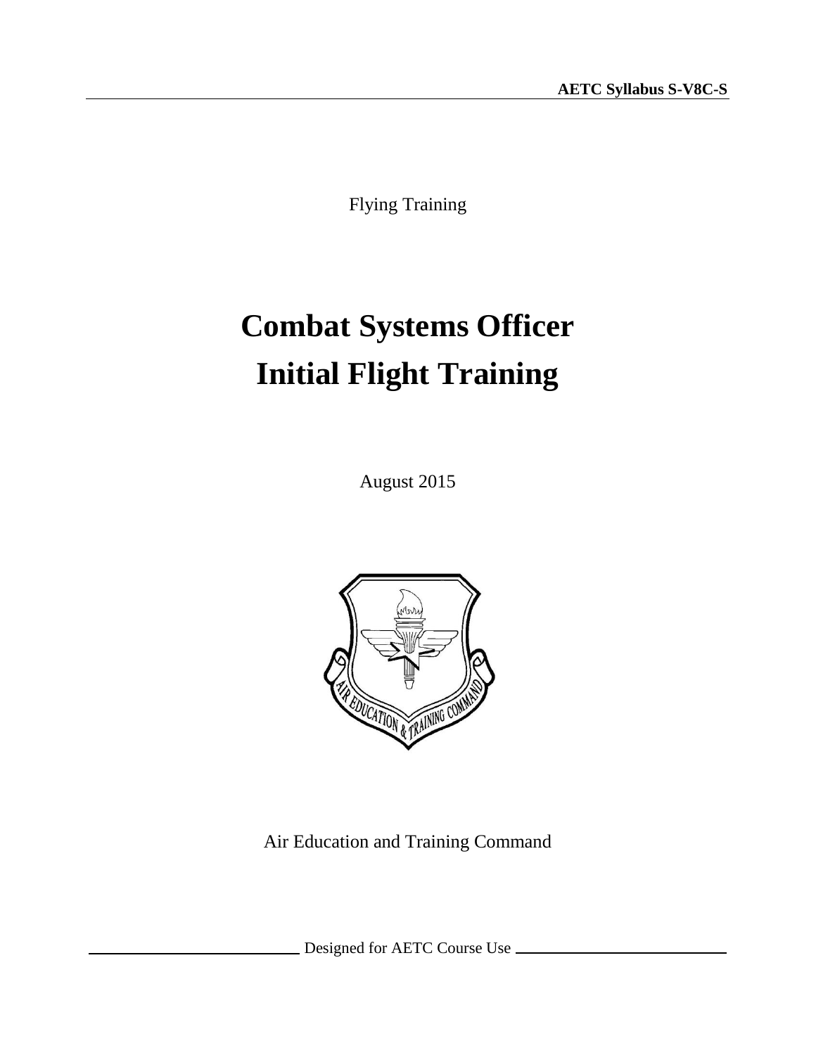**AETC Syllabus S-V8C-S**

Flying Training

# Combat Systems Officer
# Initial Flight Training

August 2015

Air Education and Training Command

Designed for AETC Course Use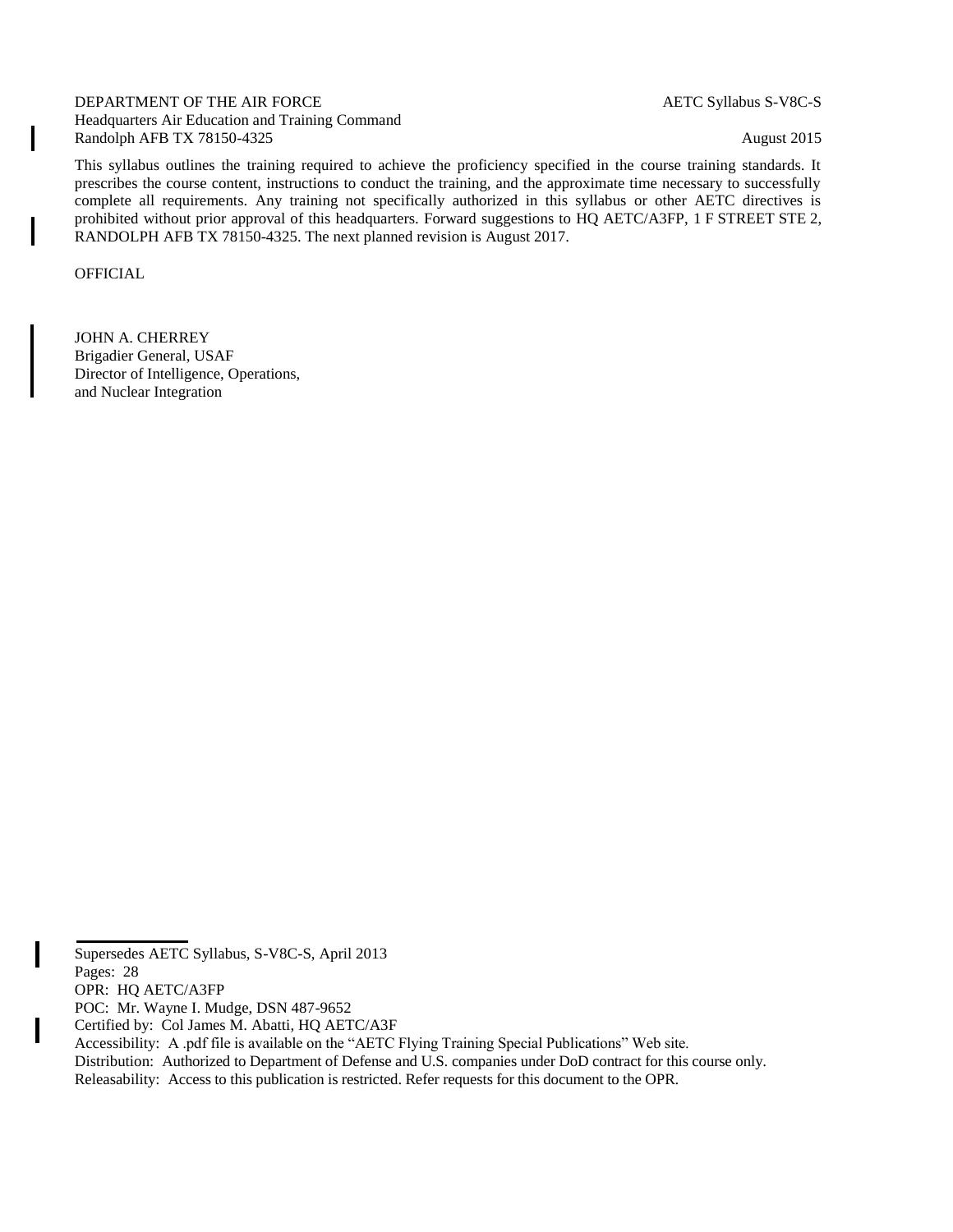DEPARTMENT OF THE AIR FORCE
Headquarters Air Education and Training Command
Randolph AFB TX 78150-4325

AETC Syllabus S-V8C-S

August 2015

This syllabus outlines the training required to achieve the proficiency specified in the course training standards. It prescribes the course content, instructions to conduct the training, and the approximate time necessary to successfully complete all requirements. Any training not specifically authorized in this syllabus or other AETC directives is prohibited without prior approval of this headquarters. Forward suggestions to HQ AETC/A3FP, 1 F STREET STE 2, RANDOLPH AFB TX 78150-4325. The next planned revision is August 2017.

OFFICIAL

JOHN A. CHERREY
Brigadier General, USAF
Director of Intelligence, Operations,
and Nuclear Integration

---

Supersedes AETC Syllabus, S-V8C-S, April 2013
Pages: 28
OPR: HQ AETC/A3FP
POC: Mr. Wayne I. Mudge, DSN 487-9652
Certified by: Col James M. Abatti, HQ AETC/A3F
Accessibility: A .pdf file is available on the "AETC Flying Training Special Publications" Web site.
Distribution: Authorized to Department of Defense and U.S. companies under DoD contract for this course only.
Releasability: Access to this publication is restricted. Refer requests for this document to the OPR.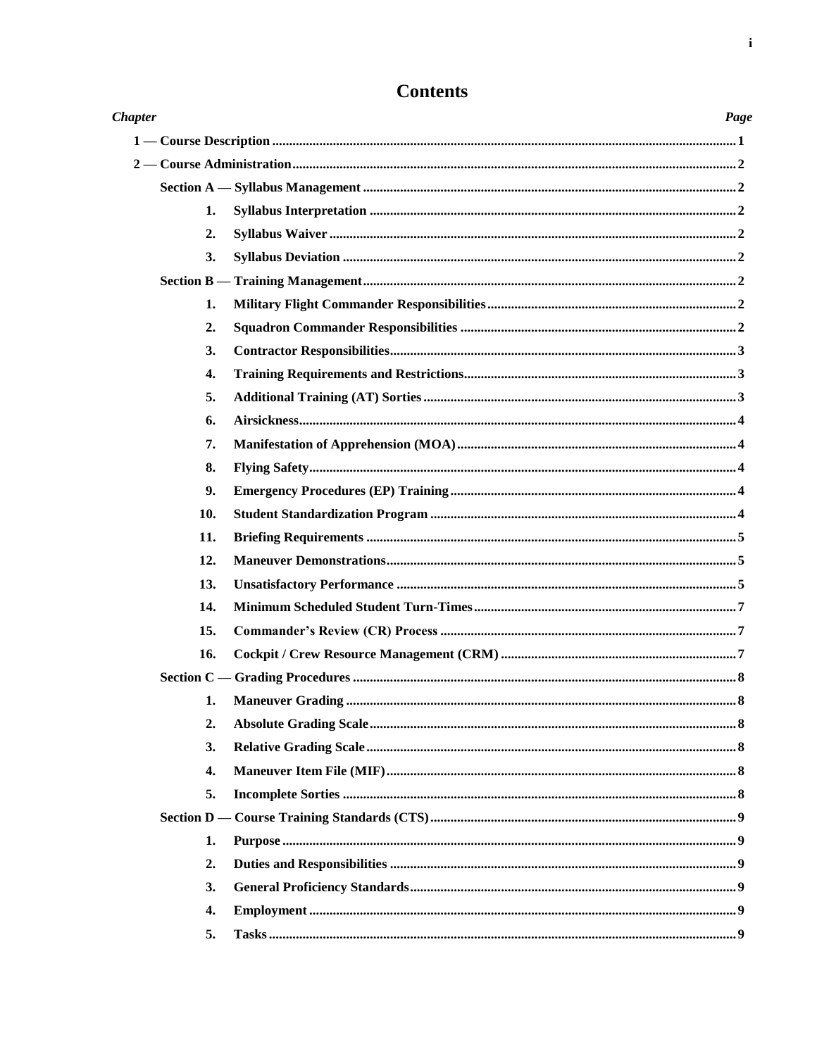# Contents

| *Chapter* | *Page* |
|---|---|
| **1 — Course Description** | **1** |
| **2 — Course Administration** | **2** |
| **Section A — Syllabus Management** | **2** |
| **1. Syllabus Interpretation** | **2** |
| **2. Syllabus Waiver** | **2** |
| **3. Syllabus Deviation** | **2** |
| **Section B — Training Management** | **2** |
| **1. Military Flight Commander Responsibilities** | **2** |
| **2. Squadron Commander Responsibilities** | **2** |
| **3. Contractor Responsibilities** | **3** |
| **4. Training Requirements and Restrictions** | **3** |
| **5. Additional Training (AT) Sorties** | **3** |
| **6. Airsickness** | **4** |
| **7. Manifestation of Apprehension (MOA)** | **4** |
| **8. Flying Safety** | **4** |
| **9. Emergency Procedures (EP) Training** | **4** |
| **10. Student Standardization Program** | **4** |
| **11. Briefing Requirements** | **5** |
| **12. Maneuver Demonstrations** | **5** |
| **13. Unsatisfactory Performance** | **5** |
| **14. Minimum Scheduled Student Turn-Times** | **7** |
| **15. Commander's Review (CR) Process** | **7** |
| **16. Cockpit / Crew Resource Management (CRM)** | **7** |
| **Section C — Grading Procedures** | **8** |
| **1. Maneuver Grading** | **8** |
| **2. Absolute Grading Scale** | **8** |
| **3. Relative Grading Scale** | **8** |
| **4. Maneuver Item File (MIF)** | **8** |
| **5. Incomplete Sorties** | **8** |
| **Section D — Course Training Standards (CTS)** | **9** |
| **1. Purpose** | **9** |
| **2. Duties and Responsibilities** | **9** |
| **3. General Proficiency Standards** | **9** |
| **4. Employment** | **9** |
| **5. Tasks** | **9** |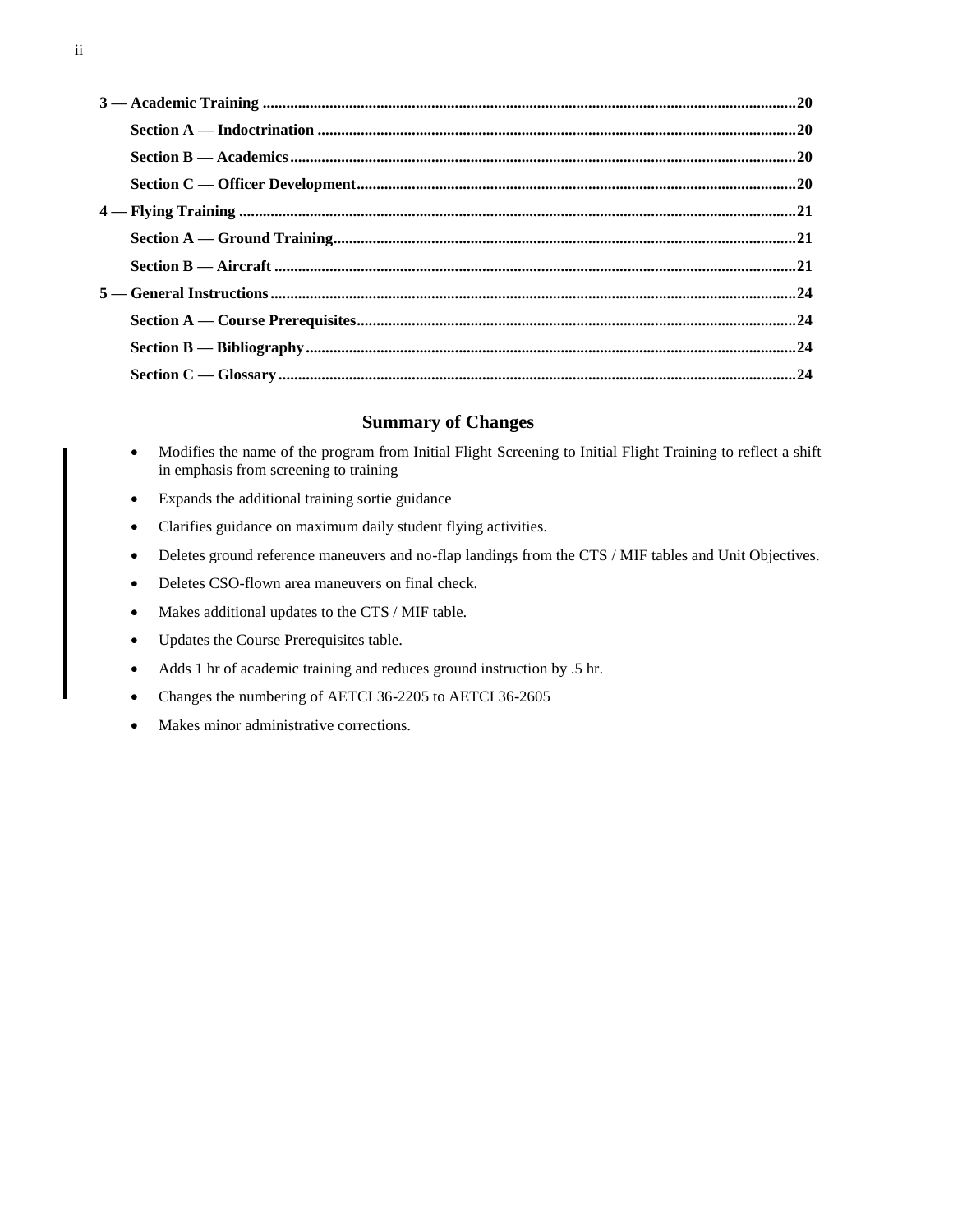**3 — Academic Training** ..... **20**

**Section A — Indoctrination** ..... **20**

**Section B — Academics** ..... **20**

**Section C — Officer Development** ..... **20**

**4 — Flying Training** ..... **21**

**Section A — Ground Training** ..... **21**

**Section B — Aircraft** ..... **21**

**5 — General Instructions** ..... **24**

**Section A — Course Prerequisites** ..... **24**

**Section B — Bibliography** ..... **24**

**Section C — Glossary** ..... **24**

## Summary of Changes

- Modifies the name of the program from Initial Flight Screening to Initial Flight Training to reflect a shift in emphasis from screening to training
- Expands the additional training sortie guidance
- Clarifies guidance on maximum daily student flying activities.
- Deletes ground reference maneuvers and no-flap landings from the CTS / MIF tables and Unit Objectives.
- Deletes CSO-flown area maneuvers on final check.
- Makes additional updates to the CTS / MIF table.
- Updates the Course Prerequisites table.
- Adds 1 hr of academic training and reduces ground instruction by .5 hr.
- Changes the numbering of AETCI 36-2205 to AETCI 36-2605
- Makes minor administrative corrections.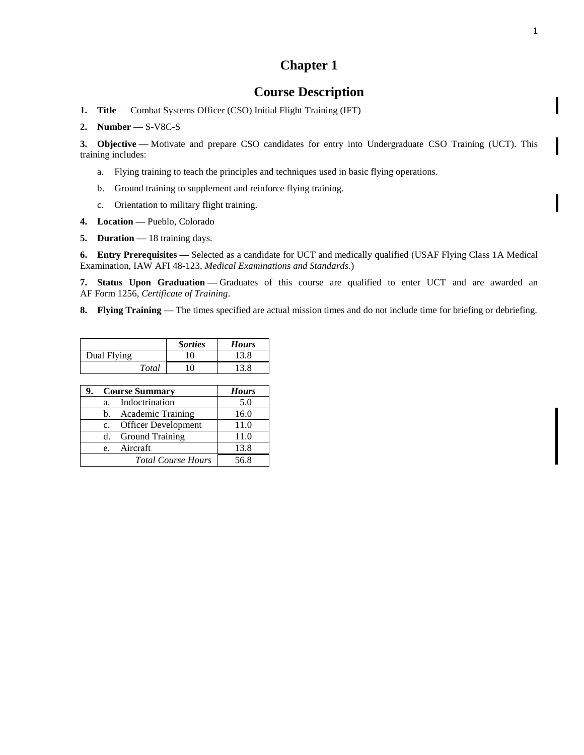# Chapter 1

## Course Description

**1. Title** — Combat Systems Officer (CSO) Initial Flight Training (IFT)

**2. Number —** S-V8C-S

**3. Objective —** Motivate and prepare CSO candidates for entry into Undergraduate CSO Training (UCT). This training includes:

a. Flying training to teach the principles and techniques used in basic flying operations.

b. Ground training to supplement and reinforce flying training.

c. Orientation to military flight training.

**4. Location —** Pueblo, Colorado

**5. Duration —** 18 training days.

**6. Entry Prerequisites —** Selected as a candidate for UCT and medically qualified (USAF Flying Class 1A Medical Examination, IAW AFI 48-123, *Medical Examinations and Standards*.)

**7. Status Upon Graduation —** Graduates of this course are qualified to enter UCT and are awarded an AF Form 1256, *Certificate of Training*.

**8. Flying Training —** The times specified are actual mission times and do not include time for briefing or debriefing.

| | ***Sorties*** | ***Hours*** |
|---|---|---|
| Dual Flying | 10 | 13.8 |
| *Total* | 10 | 13.8 |

| **9. Course Summary** | ***Hours*** |
|---|---|
| a. Indoctrination | 5.0 |
| b. Academic Training | 16.0 |
| c. Officer Development | 11.0 |
| d. Ground Training | 11.0 |
| e. Aircraft | 13.8 |
| *Total Course Hours* | 56.8 |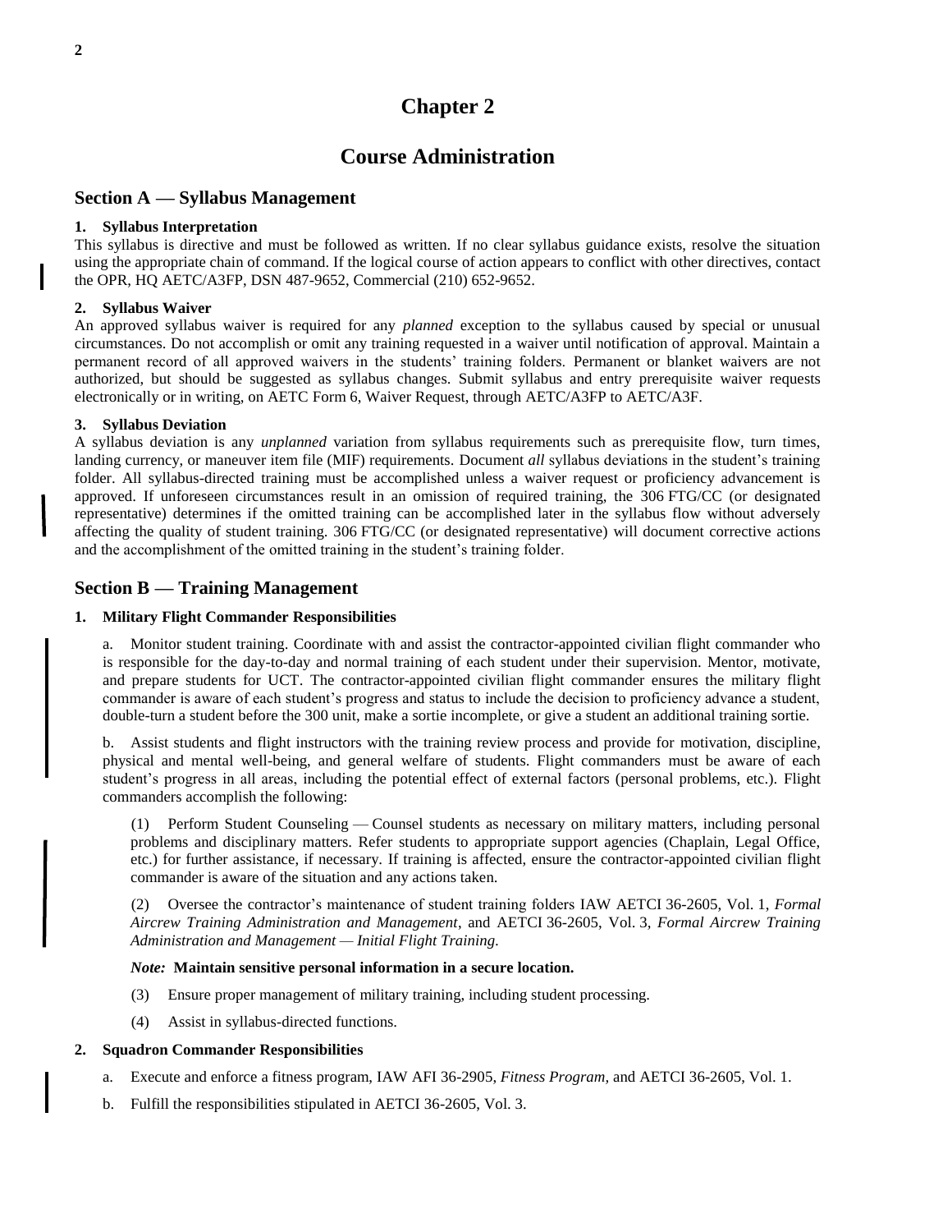# Chapter 2

# Course Administration

## Section A — Syllabus Management

### 1. Syllabus Interpretation

This syllabus is directive and must be followed as written. If no clear syllabus guidance exists, resolve the situation using the appropriate chain of command. If the logical course of action appears to conflict with other directives, contact the OPR, HQ AETC/A3FP, DSN 487-9652, Commercial (210) 652-9652.

### 2. Syllabus Waiver

An approved syllabus waiver is required for any *planned* exception to the syllabus caused by special or unusual circumstances. Do not accomplish or omit any training requested in a waiver until notification of approval. Maintain a permanent record of all approved waivers in the students' training folders. Permanent or blanket waivers are not authorized, but should be suggested as syllabus changes. Submit syllabus and entry prerequisite waiver requests electronically or in writing, on AETC Form 6, Waiver Request, through AETC/A3FP to AETC/A3F.

### 3. Syllabus Deviation

A syllabus deviation is any *unplanned* variation from syllabus requirements such as prerequisite flow, turn times, landing currency, or maneuver item file (MIF) requirements. Document *all* syllabus deviations in the student's training folder. All syllabus-directed training must be accomplished unless a waiver request or proficiency advancement is approved. If unforeseen circumstances result in an omission of required training, the 306 FTG/CC (or designated representative) determines if the omitted training can be accomplished later in the syllabus flow without adversely affecting the quality of student training. 306 FTG/CC (or designated representative) will document corrective actions and the accomplishment of the omitted training in the student's training folder.

## Section B — Training Management

### 1. Military Flight Commander Responsibilities

a. Monitor student training. Coordinate with and assist the contractor-appointed civilian flight commander who is responsible for the day-to-day and normal training of each student under their supervision. Mentor, motivate, and prepare students for UCT. The contractor-appointed civilian flight commander ensures the military flight commander is aware of each student's progress and status to include the decision to proficiency advance a student, double-turn a student before the 300 unit, make a sortie incomplete, or give a student an additional training sortie.

b. Assist students and flight instructors with the training review process and provide for motivation, discipline, physical and mental well-being, and general welfare of students. Flight commanders must be aware of each student's progress in all areas, including the potential effect of external factors (personal problems, etc.). Flight commanders accomplish the following:

(1) Perform Student Counseling — Counsel students as necessary on military matters, including personal problems and disciplinary matters. Refer students to appropriate support agencies (Chaplain, Legal Office, etc.) for further assistance, if necessary. If training is affected, ensure the contractor-appointed civilian flight commander is aware of the situation and any actions taken.

(2) Oversee the contractor's maintenance of student training folders IAW AETCI 36-2605, Vol. 1, *Formal Aircrew Training Administration and Management*, and AETCI 36-2605, Vol. 3, *Formal Aircrew Training Administration and Management — Initial Flight Training*.

***Note:*** **Maintain sensitive personal information in a secure location.**

(3) Ensure proper management of military training, including student processing.

(4) Assist in syllabus-directed functions.

### 2. Squadron Commander Responsibilities

a. Execute and enforce a fitness program, IAW AFI 36-2905, *Fitness Program*, and AETCI 36-2605, Vol. 1.

b. Fulfill the responsibilities stipulated in AETCI 36-2605, Vol. 3.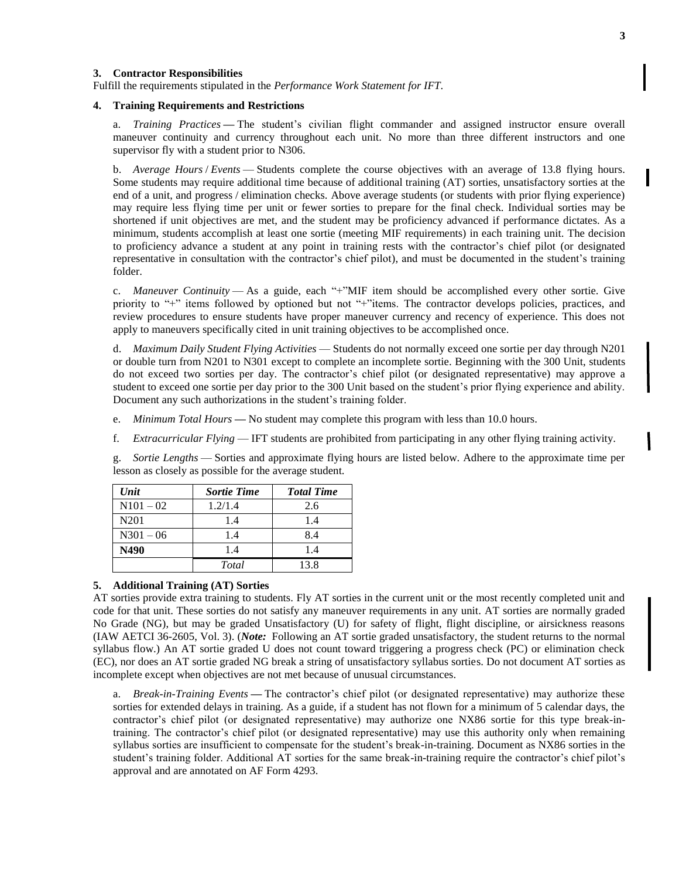### 3. Contractor Responsibilities

Fulfill the requirements stipulated in the *Performance Work Statement for IFT*.

### 4. Training Requirements and Restrictions

a. *Training Practices* **—** The student's civilian flight commander and assigned instructor ensure overall maneuver continuity and currency throughout each unit. No more than three different instructors and one supervisor fly with a student prior to N306.

b. *Average Hours / Events* — Students complete the course objectives with an average of 13.8 flying hours. Some students may require additional time because of additional training (AT) sorties, unsatisfactory sorties at the end of a unit, and progress / elimination checks. Above average students (or students with prior flying experience) may require less flying time per unit or fewer sorties to prepare for the final check. Individual sorties may be shortened if unit objectives are met, and the student may be proficiency advanced if performance dictates. As a minimum, students accomplish at least one sortie (meeting MIF requirements) in each training unit. The decision to proficiency advance a student at any point in training rests with the contractor's chief pilot (or designated representative in consultation with the contractor's chief pilot), and must be documented in the student's training folder.

c. *Maneuver Continuity* — As a guide, each "+"MIF item should be accomplished every other sortie. Give priority to "+" items followed by optioned but not "+"items. The contractor develops policies, practices, and review procedures to ensure students have proper maneuver currency and recency of experience. This does not apply to maneuvers specifically cited in unit training objectives to be accomplished once.

d. *Maximum Daily Student Flying Activities* — Students do not normally exceed one sortie per day through N201 or double turn from N201 to N301 except to complete an incomplete sortie. Beginning with the 300 Unit, students do not exceed two sorties per day. The contractor's chief pilot (or designated representative) may approve a student to exceed one sortie per day prior to the 300 Unit based on the student's prior flying experience and ability. Document any such authorizations in the student's training folder.

e. *Minimum Total Hours* **—** No student may complete this program with less than 10.0 hours.

f. *Extracurricular Flying* — IFT students are prohibited from participating in any other flying training activity.

g. *Sortie Lengths* — Sorties and approximate flying hours are listed below. Adhere to the approximate time per lesson as closely as possible for the average student.

| *Unit* | *Sortie Time* | *Total Time* |
|---|---|---|
| N101 – 02 | 1.2/1.4 | 2.6 |
| N201 | 1.4 | 1.4 |
| N301 – 06 | 1.4 | 8.4 |
| **N490** | 1.4 | 1.4 |
| | *Total* | 13.8 |

### 5. Additional Training (AT) Sorties

AT sorties provide extra training to students. Fly AT sorties in the current unit or the most recently completed unit and code for that unit. These sorties do not satisfy any maneuver requirements in any unit. AT sorties are normally graded No Grade (NG), but may be graded Unsatisfactory (U) for safety of flight, flight discipline, or airsickness reasons (IAW AETCI 36-2605, Vol. 3). (***Note:*** Following an AT sortie graded unsatisfactory, the student returns to the normal syllabus flow.) An AT sortie graded U does not count toward triggering a progress check (PC) or elimination check (EC), nor does an AT sortie graded NG break a string of unsatisfactory syllabus sorties. Do not document AT sorties as incomplete except when objectives are not met because of unusual circumstances.

a. *Break-in-Training Events* **—** The contractor's chief pilot (or designated representative) may authorize these sorties for extended delays in training. As a guide, if a student has not flown for a minimum of 5 calendar days, the contractor's chief pilot (or designated representative) may authorize one NX86 sortie for this type break-in-training. The contractor's chief pilot (or designated representative) may use this authority only when remaining syllabus sorties are insufficient to compensate for the student's break-in-training. Document as NX86 sorties in the student's training folder. Additional AT sorties for the same break-in-training require the contractor's chief pilot's approval and are annotated on AF Form 4293.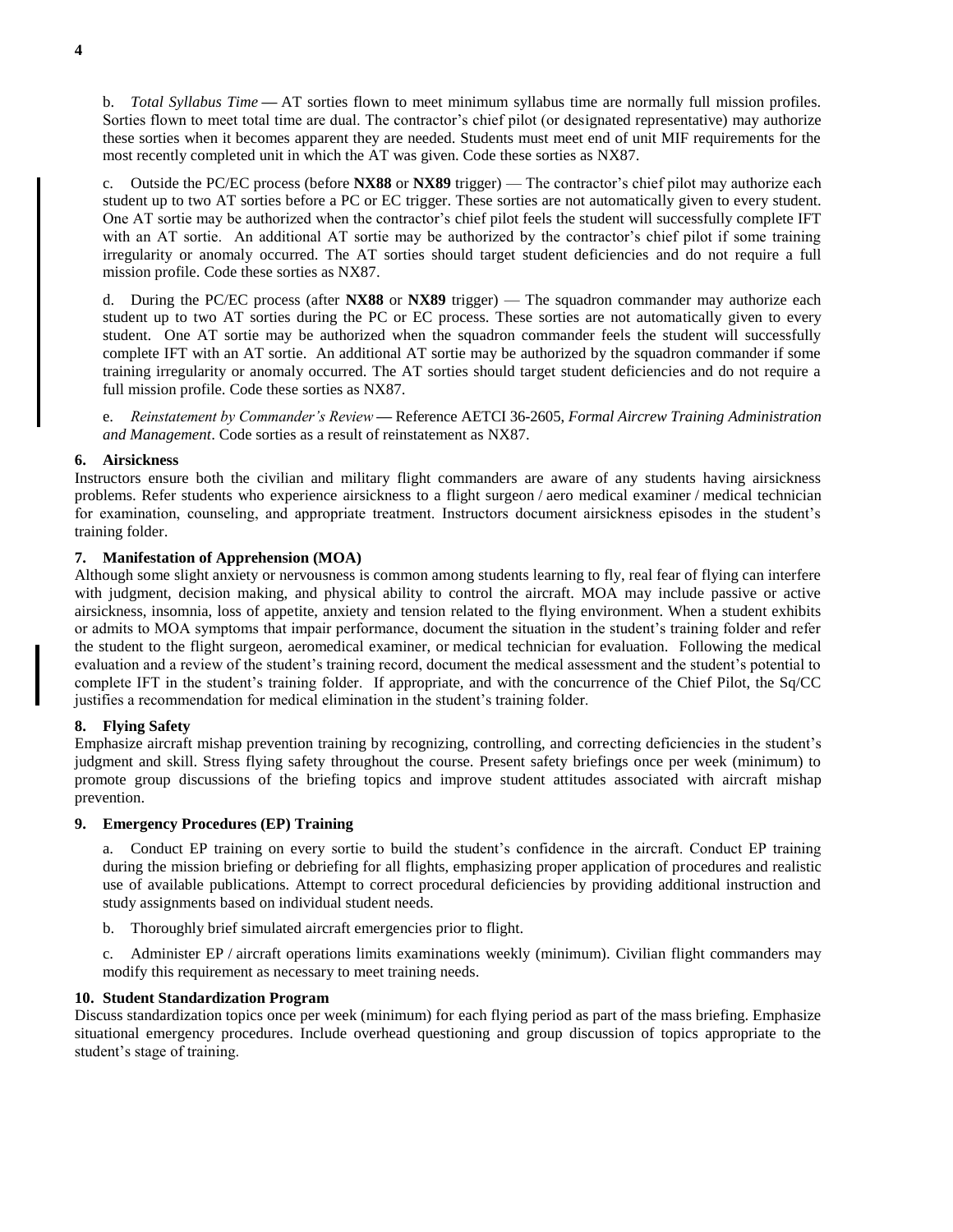b. *Total Syllabus Time* **—** AT sorties flown to meet minimum syllabus time are normally full mission profiles. Sorties flown to meet total time are dual. The contractor's chief pilot (or designated representative) may authorize these sorties when it becomes apparent they are needed. Students must meet end of unit MIF requirements for the most recently completed unit in which the AT was given. Code these sorties as NX87.

c. Outside the PC/EC process (before **NX88** or **NX89** trigger) — The contractor's chief pilot may authorize each student up to two AT sorties before a PC or EC trigger. These sorties are not automatically given to every student. One AT sortie may be authorized when the contractor's chief pilot feels the student will successfully complete IFT with an AT sortie. An additional AT sortie may be authorized by the contractor's chief pilot if some training irregularity or anomaly occurred. The AT sorties should target student deficiencies and do not require a full mission profile. Code these sorties as NX87.

d. During the PC/EC process (after **NX88** or **NX89** trigger) — The squadron commander may authorize each student up to two AT sorties during the PC or EC process. These sorties are not automatically given to every student. One AT sortie may be authorized when the squadron commander feels the student will successfully complete IFT with an AT sortie. An additional AT sortie may be authorized by the squadron commander if some training irregularity or anomaly occurred. The AT sorties should target student deficiencies and do not require a full mission profile. Code these sorties as NX87.

e. *Reinstatement by Commander's Review* **—** Reference AETCI 36-2605, *Formal Aircrew Training Administration and Management*. Code sorties as a result of reinstatement as NX87.

### 6. Airsickness

Instructors ensure both the civilian and military flight commanders are aware of any students having airsickness problems. Refer students who experience airsickness to a flight surgeon / aero medical examiner / medical technician for examination, counseling, and appropriate treatment. Instructors document airsickness episodes in the student's training folder.

### 7. Manifestation of Apprehension (MOA)

Although some slight anxiety or nervousness is common among students learning to fly, real fear of flying can interfere with judgment, decision making, and physical ability to control the aircraft. MOA may include passive or active airsickness, insomnia, loss of appetite, anxiety and tension related to the flying environment. When a student exhibits or admits to MOA symptoms that impair performance, document the situation in the student's training folder and refer the student to the flight surgeon, aeromedical examiner, or medical technician for evaluation. Following the medical evaluation and a review of the student's training record, document the medical assessment and the student's potential to complete IFT in the student's training folder. If appropriate, and with the concurrence of the Chief Pilot, the Sq/CC justifies a recommendation for medical elimination in the student's training folder.

### 8. Flying Safety

Emphasize aircraft mishap prevention training by recognizing, controlling, and correcting deficiencies in the student's judgment and skill. Stress flying safety throughout the course. Present safety briefings once per week (minimum) to promote group discussions of the briefing topics and improve student attitudes associated with aircraft mishap prevention.

### 9. Emergency Procedures (EP) Training

a. Conduct EP training on every sortie to build the student's confidence in the aircraft. Conduct EP training during the mission briefing or debriefing for all flights, emphasizing proper application of procedures and realistic use of available publications. Attempt to correct procedural deficiencies by providing additional instruction and study assignments based on individual student needs.

b. Thoroughly brief simulated aircraft emergencies prior to flight.

c. Administer EP / aircraft operations limits examinations weekly (minimum). Civilian flight commanders may modify this requirement as necessary to meet training needs.

### 10. Student Standardization Program

Discuss standardization topics once per week (minimum) for each flying period as part of the mass briefing. Emphasize situational emergency procedures. Include overhead questioning and group discussion of topics appropriate to the student's stage of training.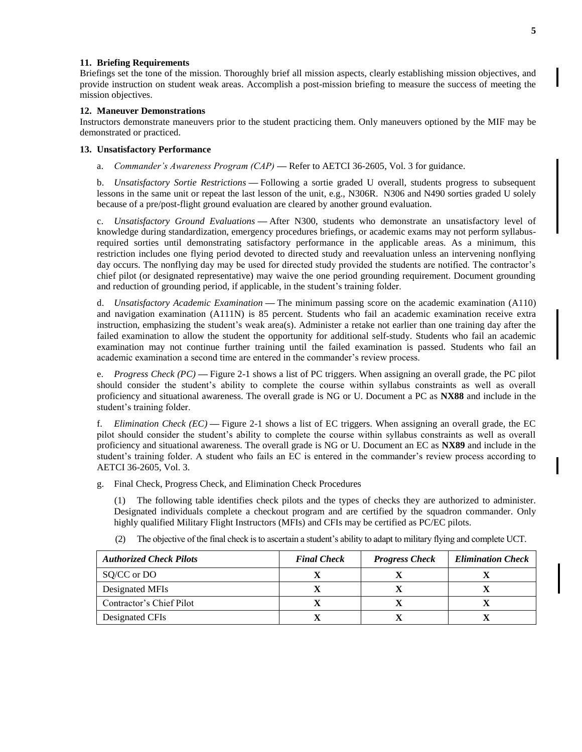**11. Briefing Requirements**

Briefings set the tone of the mission. Thoroughly brief all mission aspects, clearly establishing mission objectives, and provide instruction on student weak areas. Accomplish a post-mission briefing to measure the success of meeting the mission objectives.

**12. Maneuver Demonstrations**

Instructors demonstrate maneuvers prior to the student practicing them. Only maneuvers optioned by the MIF may be demonstrated or practiced.

**13. Unsatisfactory Performance**

a. *Commander's Awareness Program (CAP)* — Refer to AETCI 36-2605, Vol. 3 for guidance.

b. *Unsatisfactory Sortie Restrictions* — Following a sortie graded U overall, students progress to subsequent lessons in the same unit or repeat the last lesson of the unit, e.g., N306R. N306 and N490 sorties graded U solely because of a pre/post-flight ground evaluation are cleared by another ground evaluation.

c. *Unsatisfactory Ground Evaluations* — After N300, students who demonstrate an unsatisfactory level of knowledge during standardization, emergency procedures briefings, or academic exams may not perform syllabus-required sorties until demonstrating satisfactory performance in the applicable areas. As a minimum, this restriction includes one flying period devoted to directed study and reevaluation unless an intervening nonflying day occurs. The nonflying day may be used for directed study provided the students are notified. The contractor's chief pilot (or designated representative) may waive the one period grounding requirement. Document grounding and reduction of grounding period, if applicable, in the student's training folder.

d. *Unsatisfactory Academic Examination* — The minimum passing score on the academic examination (A110) and navigation examination (A111N) is 85 percent. Students who fail an academic examination receive extra instruction, emphasizing the student's weak area(s). Administer a retake not earlier than one training day after the failed examination to allow the student the opportunity for additional self-study. Students who fail an academic examination may not continue further training until the failed examination is passed. Students who fail an academic examination a second time are entered in the commander's review process.

e. *Progress Check (PC)* — Figure 2-1 shows a list of PC triggers. When assigning an overall grade, the PC pilot should consider the student's ability to complete the course within syllabus constraints as well as overall proficiency and situational awareness. The overall grade is NG or U. Document a PC as **NX88** and include in the student's training folder.

f. *Elimination Check (EC)* — Figure 2-1 shows a list of EC triggers. When assigning an overall grade, the EC pilot should consider the student's ability to complete the course within syllabus constraints as well as overall proficiency and situational awareness. The overall grade is NG or U. Document an EC as **NX89** and include in the student's training folder. A student who fails an EC is entered in the commander's review process according to AETCI 36-2605, Vol. 3.

g. Final Check, Progress Check, and Elimination Check Procedures

(1) The following table identifies check pilots and the types of checks they are authorized to administer. Designated individuals complete a checkout program and are certified by the squadron commander. Only highly qualified Military Flight Instructors (MFIs) and CFIs may be certified as PC/EC pilots.

(2) The objective of the final check is to ascertain a student's ability to adapt to military flying and complete UCT.

| *Authorized Check Pilots* | *Final Check* | *Progress Check* | *Elimination Check* |
|---|---|---|---|
| SQ/CC or DO | **X** | **X** | **X** |
| Designated MFIs | **X** | **X** | **X** |
| Contractor's Chief Pilot | **X** | **X** | **X** |
| Designated CFIs | **X** | **X** | **X** |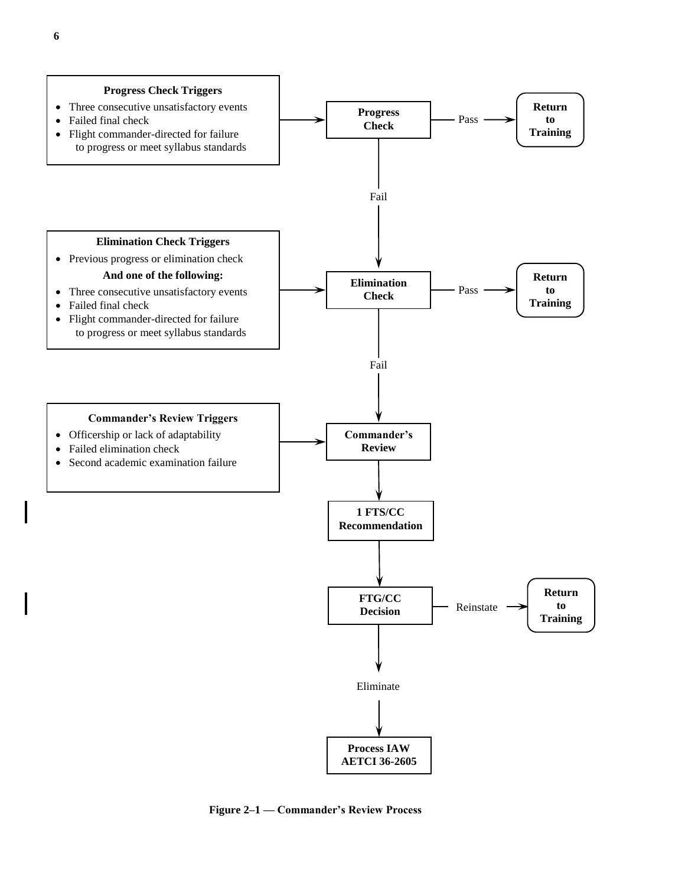**Progress Check Triggers**

- Three consecutive unsatisfactory events
- Failed final check
- Flight commander-directed for failure to progress or meet syllabus standards

→ **Progress Check** — Pass → **Return to Training**

Fail ↓

**Elimination Check Triggers**

- Previous progress or elimination check

**And one of the following:**

- Three consecutive unsatisfactory events
- Failed final check
- Flight commander-directed for failure to progress or meet syllabus standards

→ **Elimination Check** — Pass → **Return to Training**

Fail ↓

**Commander's Review Triggers**

- Officership or lack of adaptability
- Failed elimination check
- Second academic examination failure

→ **Commander's Review**

↓

**1 FTS/CC Recommendation**

↓

**FTG/CC Decision** — Reinstate → **Return to Training**

Eliminate ↓

**Process IAW AETCI 36-2605**

**Figure 2–1 — Commander's Review Process**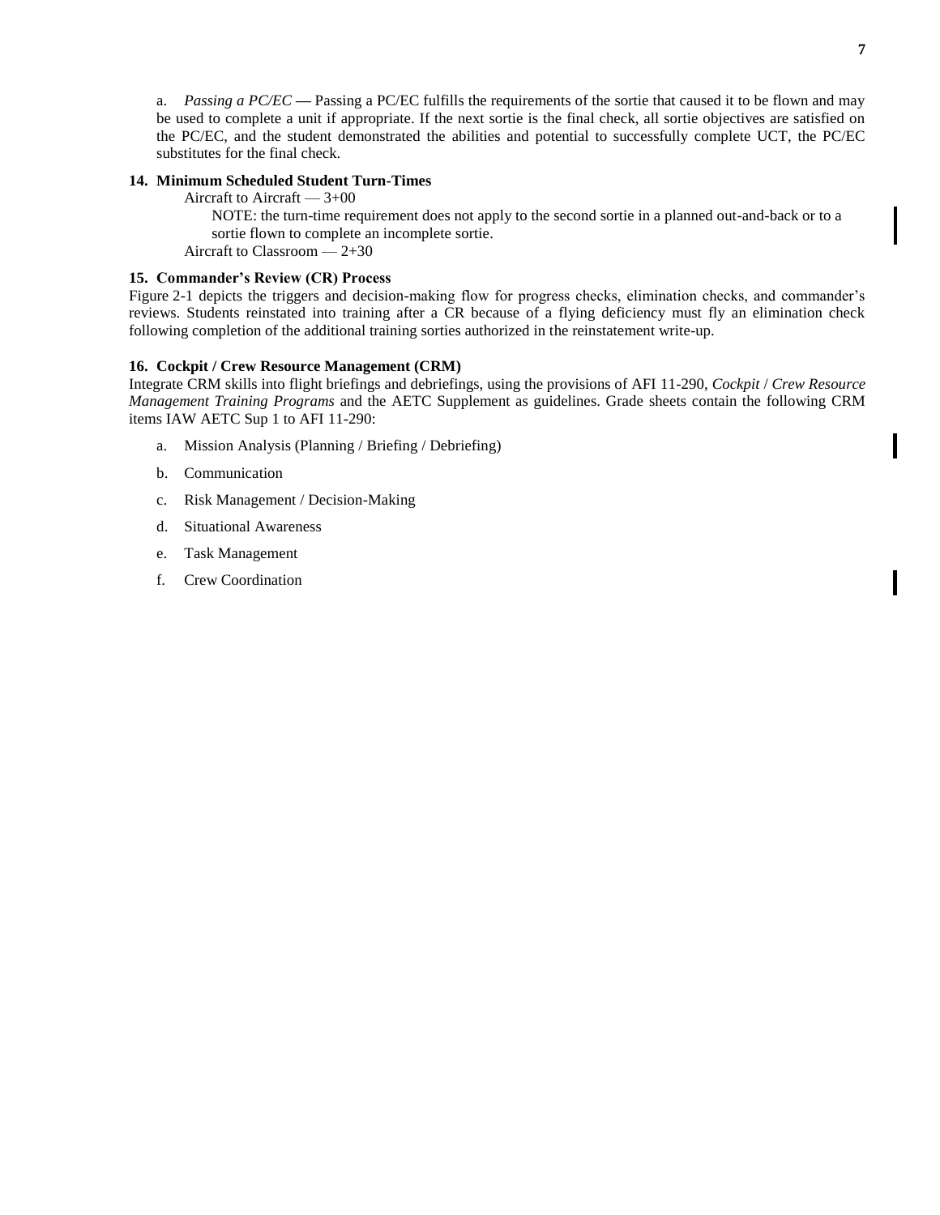a. *Passing a PC/EC* **—** Passing a PC/EC fulfills the requirements of the sortie that caused it to be flown and may be used to complete a unit if appropriate. If the next sortie is the final check, all sortie objectives are satisfied on the PC/EC, and the student demonstrated the abilities and potential to successfully complete UCT, the PC/EC substitutes for the final check.

**14. Minimum Scheduled Student Turn-Times**

Aircraft to Aircraft — 3+00

NOTE: the turn-time requirement does not apply to the second sortie in a planned out-and-back or to a sortie flown to complete an incomplete sortie.

Aircraft to Classroom — 2+30

**15. Commander's Review (CR) Process**

Figure 2-1 depicts the triggers and decision-making flow for progress checks, elimination checks, and commander's reviews. Students reinstated into training after a CR because of a flying deficiency must fly an elimination check following completion of the additional training sorties authorized in the reinstatement write-up.

**16. Cockpit / Crew Resource Management (CRM)**

Integrate CRM skills into flight briefings and debriefings, using the provisions of AFI 11-290, *Cockpit* / *Crew Resource Management Training Programs* and the AETC Supplement as guidelines. Grade sheets contain the following CRM items IAW AETC Sup 1 to AFI 11-290:

a. Mission Analysis (Planning / Briefing / Debriefing)

b. Communication

c. Risk Management / Decision-Making

d. Situational Awareness

e. Task Management

f. Crew Coordination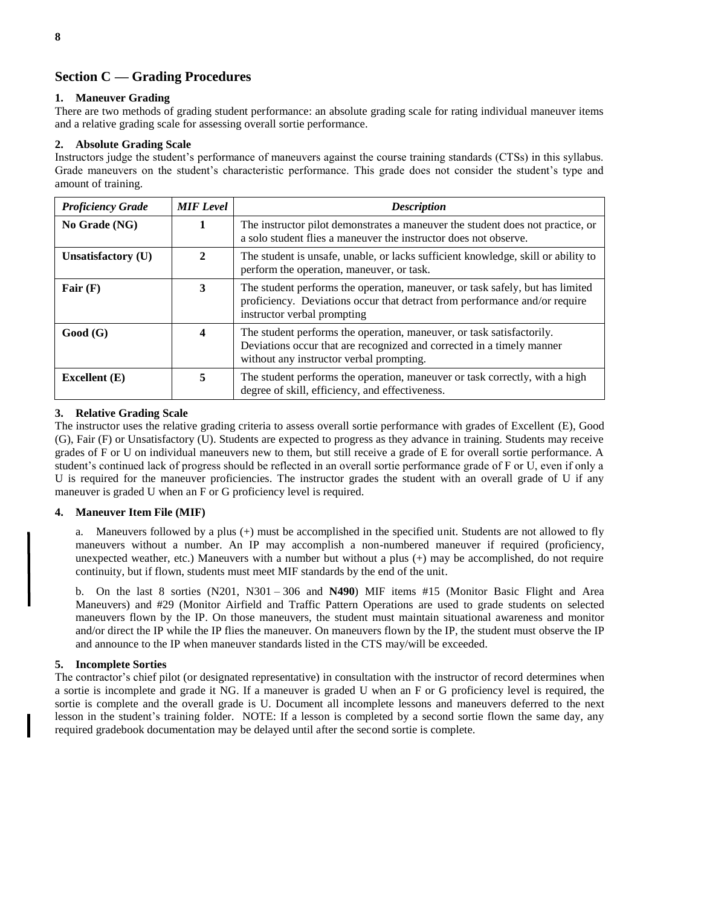## Section C — Grading Procedures

### 1. Maneuver Grading

There are two methods of grading student performance: an absolute grading scale for rating individual maneuver items and a relative grading scale for assessing overall sortie performance.

### 2. Absolute Grading Scale

Instructors judge the student's performance of maneuvers against the course training standards (CTSs) in this syllabus. Grade maneuvers on the student's characteristic performance. This grade does not consider the student's type and amount of training.

| *Proficiency Grade* | *MIF Level* | *Description* |
|---|---|---|
| **No Grade (NG)** | **1** | The instructor pilot demonstrates a maneuver the student does not practice, or a solo student flies a maneuver the instructor does not observe. |
| **Unsatisfactory (U)** | **2** | The student is unsafe, unable, or lacks sufficient knowledge, skill or ability to perform the operation, maneuver, or task. |
| **Fair (F)** | **3** | The student performs the operation, maneuver, or task safely, but has limited proficiency. Deviations occur that detract from performance and/or require instructor verbal prompting |
| **Good (G)** | **4** | The student performs the operation, maneuver, or task satisfactorily. Deviations occur that are recognized and corrected in a timely manner without any instructor verbal prompting. |
| **Excellent (E)** | **5** | The student performs the operation, maneuver or task correctly, with a high degree of skill, efficiency, and effectiveness. |

### 3. Relative Grading Scale

The instructor uses the relative grading criteria to assess overall sortie performance with grades of Excellent (E), Good (G), Fair (F) or Unsatisfactory (U). Students are expected to progress as they advance in training. Students may receive grades of F or U on individual maneuvers new to them, but still receive a grade of E for overall sortie performance. A student's continued lack of progress should be reflected in an overall sortie performance grade of F or U, even if only a U is required for the maneuver proficiencies. The instructor grades the student with an overall grade of U if any maneuver is graded U when an F or G proficiency level is required.

### 4. Maneuver Item File (MIF)

a. Maneuvers followed by a plus (+) must be accomplished in the specified unit. Students are not allowed to fly maneuvers without a number. An IP may accomplish a non-numbered maneuver if required (proficiency, unexpected weather, etc.) Maneuvers with a number but without a plus (+) may be accomplished, do not require continuity, but if flown, students must meet MIF standards by the end of the unit.

b. On the last 8 sorties (N201, N301 – 306 and **N490**) MIF items #15 (Monitor Basic Flight and Area Maneuvers) and #29 (Monitor Airfield and Traffic Pattern Operations are used to grade students on selected maneuvers flown by the IP. On those maneuvers, the student must maintain situational awareness and monitor and/or direct the IP while the IP flies the maneuver. On maneuvers flown by the IP, the student must observe the IP and announce to the IP when maneuver standards listed in the CTS may/will be exceeded.

### 5. Incomplete Sorties

The contractor's chief pilot (or designated representative) in consultation with the instructor of record determines when a sortie is incomplete and grade it NG. If a maneuver is graded U when an F or G proficiency level is required, the sortie is complete and the overall grade is U. Document all incomplete lessons and maneuvers deferred to the next lesson in the student's training folder. NOTE: If a lesson is completed by a second sortie flown the same day, any required gradebook documentation may be delayed until after the second sortie is complete.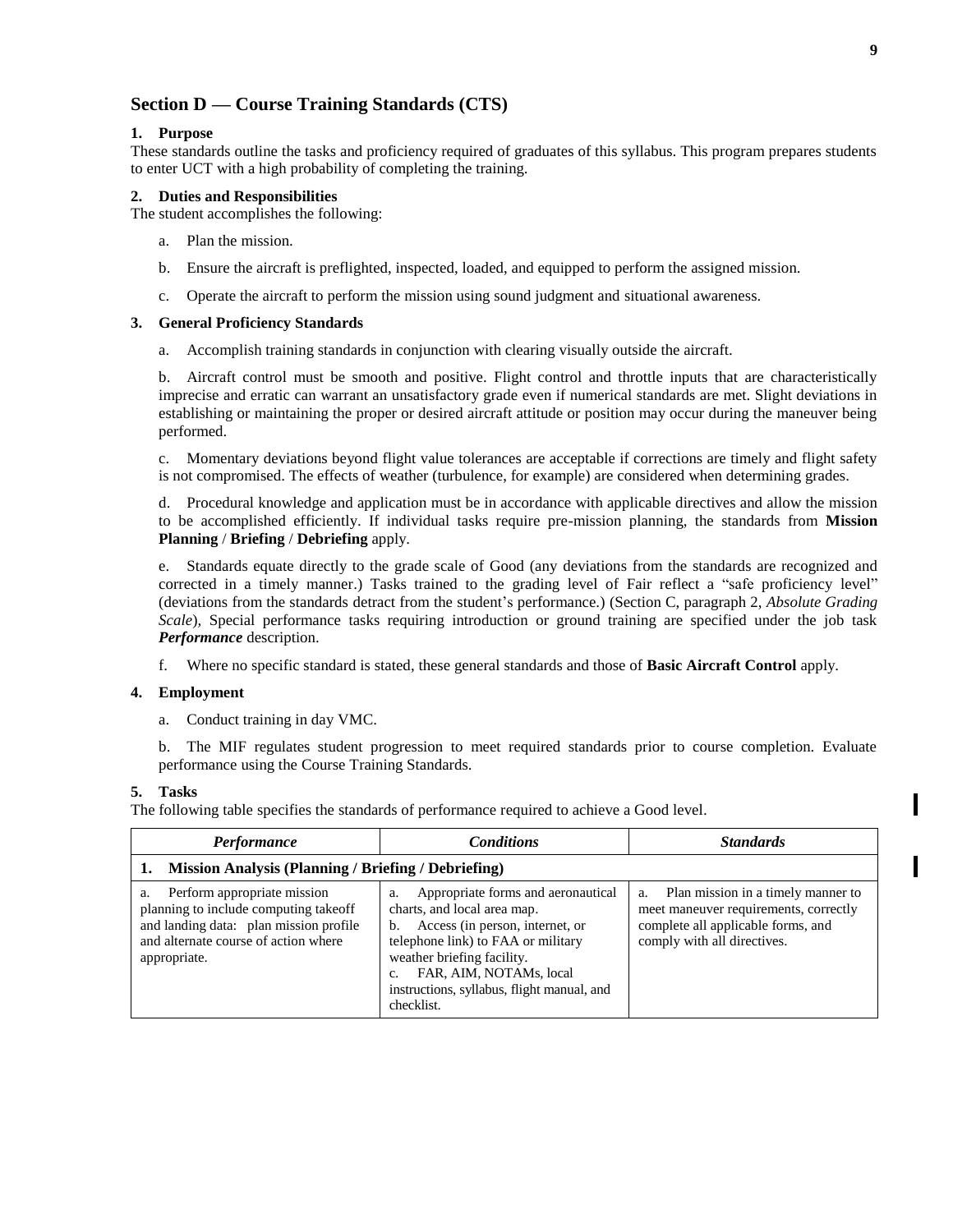## Section D — Course Training Standards (CTS)

### 1. Purpose

These standards outline the tasks and proficiency required of graduates of this syllabus. This program prepares students to enter UCT with a high probability of completing the training.

### 2. Duties and Responsibilities

The student accomplishes the following:

a. Plan the mission.

b. Ensure the aircraft is preflighted, inspected, loaded, and equipped to perform the assigned mission.

c. Operate the aircraft to perform the mission using sound judgment and situational awareness.

### 3. General Proficiency Standards

a. Accomplish training standards in conjunction with clearing visually outside the aircraft.

b. Aircraft control must be smooth and positive. Flight control and throttle inputs that are characteristically imprecise and erratic can warrant an unsatisfactory grade even if numerical standards are met. Slight deviations in establishing or maintaining the proper or desired aircraft attitude or position may occur during the maneuver being performed.

c. Momentary deviations beyond flight value tolerances are acceptable if corrections are timely and flight safety is not compromised. The effects of weather (turbulence, for example) are considered when determining grades.

d. Procedural knowledge and application must be in accordance with applicable directives and allow the mission to be accomplished efficiently. If individual tasks require pre-mission planning, the standards from **Mission Planning** / **Briefing** / **Debriefing** apply.

e. Standards equate directly to the grade scale of Good (any deviations from the standards are recognized and corrected in a timely manner.) Tasks trained to the grading level of Fair reflect a "safe proficiency level" (deviations from the standards detract from the student's performance.) (Section C, paragraph 2, *Absolute Grading Scale*), Special performance tasks requiring introduction or ground training are specified under the job task ***Performance*** description.

f. Where no specific standard is stated, these general standards and those of **Basic Aircraft Control** apply.

### 4. Employment

a. Conduct training in day VMC.

b. The MIF regulates student progression to meet required standards prior to course completion. Evaluate performance using the Course Training Standards.

### 5. Tasks

The following table specifies the standards of performance required to achieve a Good level.

| ***Performance*** | ***Conditions*** | ***Standards*** |
|---|---|---|
| **1. Mission Analysis (Planning / Briefing / Debriefing)** | | |
| a. Perform appropriate mission planning to include computing takeoff and landing data: plan mission profile and alternate course of action where appropriate. | a. Appropriate forms and aeronautical charts, and local area map.<br>b. Access (in person, internet, or telephone link) to FAA or military weather briefing facility.<br>c. FAR, AIM, NOTAMs, local instructions, syllabus, flight manual, and checklist. | a. Plan mission in a timely manner to meet maneuver requirements, correctly complete all applicable forms, and comply with all directives. |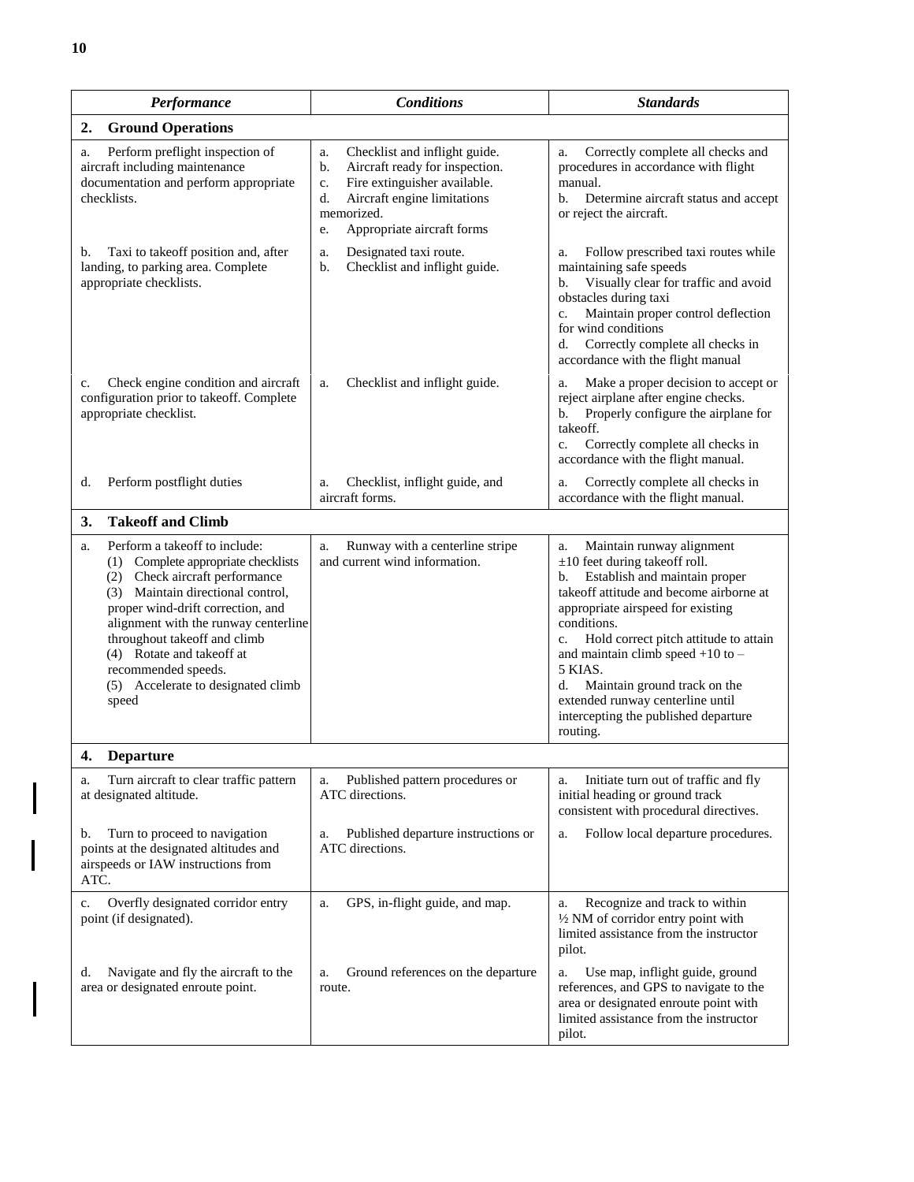| *Performance* | *Conditions* | *Standards* |
|---|---|---|
| **2. Ground Operations** | | |
| a. Perform preflight inspection of aircraft including maintenance documentation and perform appropriate checklists. | a. Checklist and inflight guide.<br>b. Aircraft ready for inspection.<br>c. Fire extinguisher available.<br>d. Aircraft engine limitations memorized.<br>e. Appropriate aircraft forms | a. Correctly complete all checks and procedures in accordance with flight manual.<br>b. Determine aircraft status and accept or reject the aircraft. |
| b. Taxi to takeoff position and, after landing, to parking area. Complete appropriate checklists. | a. Designated taxi route.<br>b. Checklist and inflight guide. | a. Follow prescribed taxi routes while maintaining safe speeds<br>b. Visually clear for traffic and avoid obstacles during taxi<br>c. Maintain proper control deflection for wind conditions<br>d. Correctly complete all checks in accordance with the flight manual |
| c. Check engine condition and aircraft configuration prior to takeoff. Complete appropriate checklist. | a. Checklist and inflight guide. | a. Make a proper decision to accept or reject airplane after engine checks.<br>b. Properly configure the airplane for takeoff.<br>c. Correctly complete all checks in accordance with the flight manual. |
| d. Perform postflight duties | a. Checklist, inflight guide, and aircraft forms. | a. Correctly complete all checks in accordance with the flight manual. |
| **3. Takeoff and Climb** | | |
| a. Perform a takeoff to include:<br>(1) Complete appropriate checklists<br>(2) Check aircraft performance<br>(3) Maintain directional control, proper wind-drift correction, and alignment with the runway centerline throughout takeoff and climb<br>(4) Rotate and takeoff at recommended speeds.<br>(5) Accelerate to designated climb speed | a. Runway with a centerline stripe and current wind information. | a. Maintain runway alignment ±10 feet during takeoff roll.<br>b. Establish and maintain proper takeoff attitude and become airborne at appropriate airspeed for existing conditions.<br>c. Hold correct pitch attitude to attain and maintain climb speed +10 to –5 KIAS.<br>d. Maintain ground track on the extended runway centerline until intercepting the published departure routing. |
| **4. Departure** | | |
| a. Turn aircraft to clear traffic pattern at designated altitude. | a. Published pattern procedures or ATC directions. | a. Initiate turn out of traffic and fly initial heading or ground track consistent with procedural directives. |
| b. Turn to proceed to navigation points at the designated altitudes and airspeeds or IAW instructions from ATC. | a. Published departure instructions or ATC directions. | a. Follow local departure procedures. |
| c. Overfly designated corridor entry point (if designated). | a. GPS, in-flight guide, and map. | a. Recognize and track to within ½ NM of corridor entry point with limited assistance from the instructor pilot. |
| d. Navigate and fly the aircraft to the area or designated enroute point. | a. Ground references on the departure route. | a. Use map, inflight guide, ground references, and GPS to navigate to the area or designated enroute point with limited assistance from the instructor pilot. |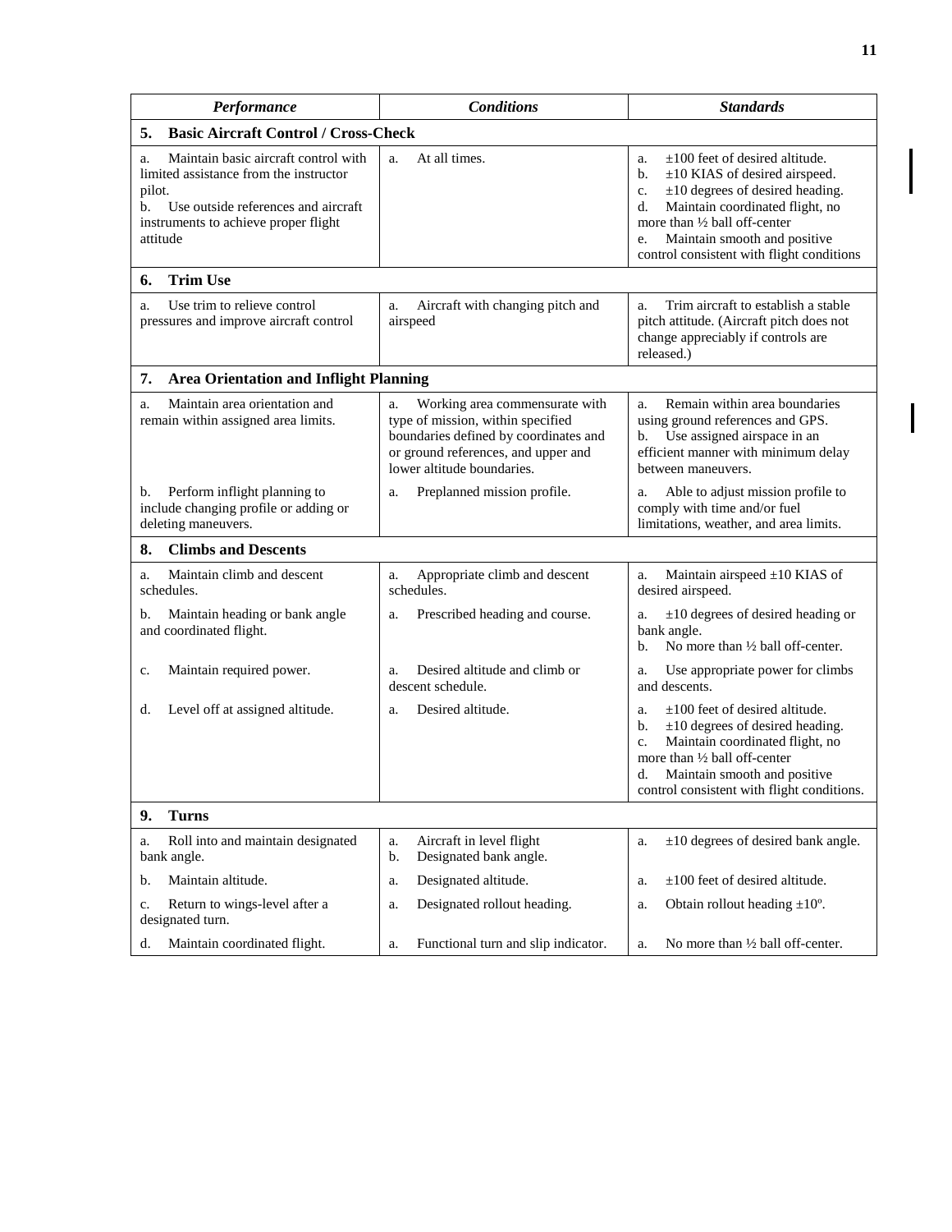| *Performance* | *Conditions* | *Standards* |
|---|---|---|
| **5. Basic Aircraft Control / Cross-Check** | | |
| a. Maintain basic aircraft control with limited assistance from the instructor pilot.<br>b. Use outside references and aircraft instruments to achieve proper flight attitude | a. At all times. | a. ±100 feet of desired altitude.<br>b. ±10 KIAS of desired airspeed.<br>c. ±10 degrees of desired heading.<br>d. Maintain coordinated flight, no more than ½ ball off-center<br>e. Maintain smooth and positive control consistent with flight conditions |
| **6. Trim Use** | | |
| a. Use trim to relieve control pressures and improve aircraft control | a. Aircraft with changing pitch and airspeed | a. Trim aircraft to establish a stable pitch attitude. (Aircraft pitch does not change appreciably if controls are released.) |
| **7. Area Orientation and Inflight Planning** | | |
| a. Maintain area orientation and remain within assigned area limits. | a. Working area commensurate with type of mission, within specified boundaries defined by coordinates and or ground references, and upper and lower altitude boundaries. | a. Remain within area boundaries using ground references and GPS.<br>b. Use assigned airspace in an efficient manner with minimum delay between maneuvers. |
| b. Perform inflight planning to include changing profile or adding or deleting maneuvers. | a. Preplanned mission profile. | a. Able to adjust mission profile to comply with time and/or fuel limitations, weather, and area limits. |
| **8. Climbs and Descents** | | |
| a. Maintain climb and descent schedules. | a. Appropriate climb and descent schedules. | a. Maintain airspeed ±10 KIAS of desired airspeed. |
| b. Maintain heading or bank angle and coordinated flight. | a. Prescribed heading and course. | a. ±10 degrees of desired heading or bank angle.<br>b. No more than ½ ball off-center. |
| c. Maintain required power. | a. Desired altitude and climb or descent schedule. | a. Use appropriate power for climbs and descents. |
| d. Level off at assigned altitude. | a. Desired altitude. | a. ±100 feet of desired altitude.<br>b. ±10 degrees of desired heading.<br>c. Maintain coordinated flight, no more than ½ ball off-center<br>d. Maintain smooth and positive control consistent with flight conditions. |
| **9. Turns** | | |
| a. Roll into and maintain designated bank angle. | a. Aircraft in level flight<br>b. Designated bank angle. | a. ±10 degrees of desired bank angle. |
| b. Maintain altitude. | a. Designated altitude. | a. ±100 feet of desired altitude. |
| c. Return to wings-level after a designated turn. | a. Designated rollout heading. | a. Obtain rollout heading ±10º. |
| d. Maintain coordinated flight. | a. Functional turn and slip indicator. | a. No more than ½ ball off-center. |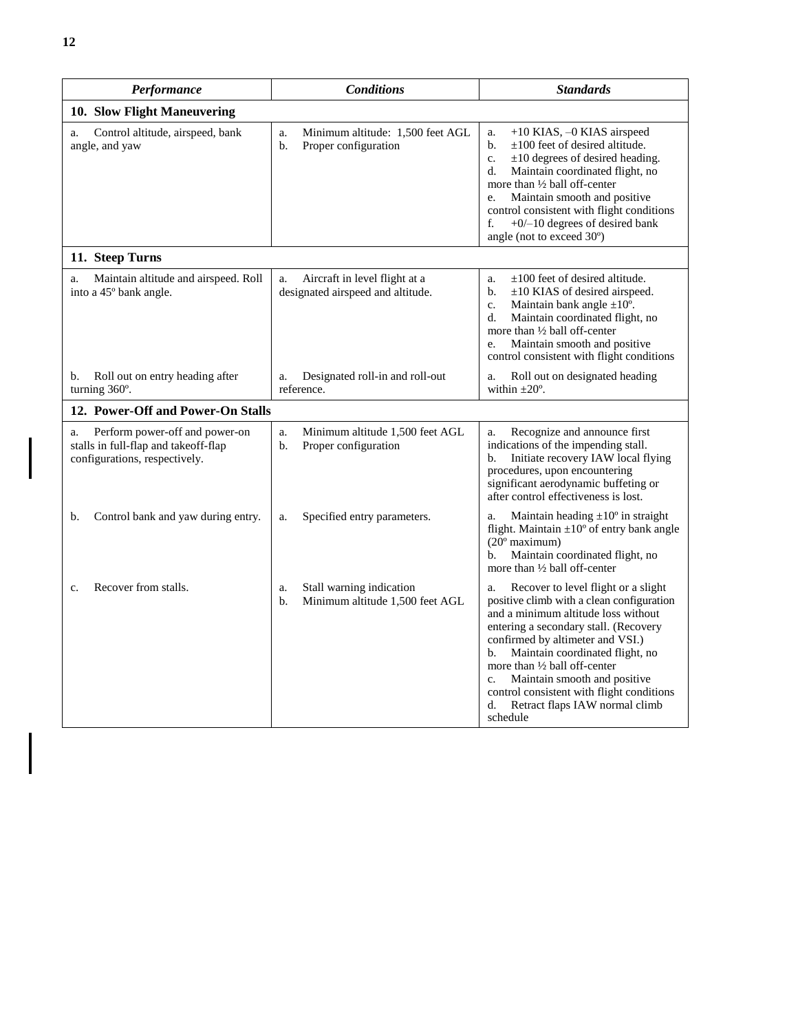| *Performance* | *Conditions* | *Standards* |
|---|---|---|
| **10. Slow Flight Maneuvering** | | |
| a. Control altitude, airspeed, bank angle, and yaw | a. Minimum altitude: 1,500 feet AGL<br>b. Proper configuration | a. +10 KIAS, –0 KIAS airspeed<br>b. ±100 feet of desired altitude.<br>c. ±10 degrees of desired heading.<br>d. Maintain coordinated flight, no more than ½ ball off-center<br>e. Maintain smooth and positive control consistent with flight conditions<br>f. +0/–10 degrees of desired bank angle (not to exceed 30º) |
| **11. Steep Turns** | | |
| a. Maintain altitude and airspeed. Roll into a 45º bank angle. | a. Aircraft in level flight at a designated airspeed and altitude. | a. ±100 feet of desired altitude.<br>b. ±10 KIAS of desired airspeed.<br>c. Maintain bank angle ±10º.<br>d. Maintain coordinated flight, no more than ½ ball off-center<br>e. Maintain smooth and positive control consistent with flight conditions |
| b. Roll out on entry heading after turning 360º. | a. Designated roll-in and roll-out reference. | a. Roll out on designated heading within ±20º. |
| **12. Power-Off and Power-On Stalls** | | |
| a. Perform power-off and power-on stalls in full-flap and takeoff-flap configurations, respectively. | a. Minimum altitude 1,500 feet AGL<br>b. Proper configuration | a. Recognize and announce first indications of the impending stall.<br>b. Initiate recovery IAW local flying procedures, upon encountering significant aerodynamic buffeting or after control effectiveness is lost. |
| b. Control bank and yaw during entry. | a. Specified entry parameters. | a. Maintain heading ±10º in straight flight. Maintain ±10º of entry bank angle (20º maximum)<br>b. Maintain coordinated flight, no more than ½ ball off-center |
| c. Recover from stalls. | a. Stall warning indication<br>b. Minimum altitude 1,500 feet AGL | a. Recover to level flight or a slight positive climb with a clean configuration and a minimum altitude loss without entering a secondary stall. (Recovery confirmed by altimeter and VSI.)<br>b. Maintain coordinated flight, no more than ½ ball off-center<br>c. Maintain smooth and positive control consistent with flight conditions<br>d. Retract flaps IAW normal climb schedule |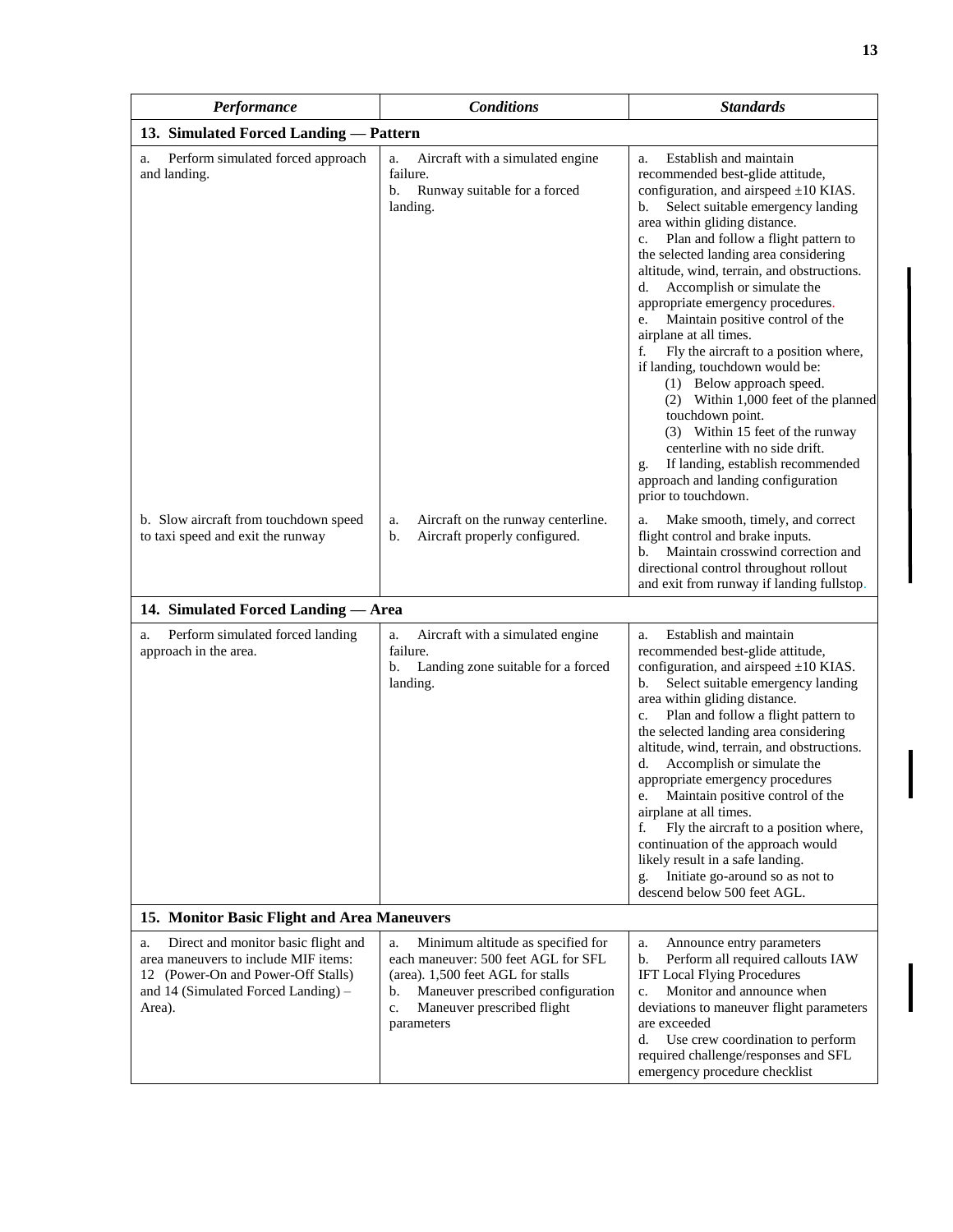| *Performance* | *Conditions* | *Standards* |
|---|---|---|
| **13. Simulated Forced Landing — Pattern** | | |
| a. Perform simulated forced approach and landing. | a. Aircraft with a simulated engine failure.<br>b. Runway suitable for a forced landing. | a. Establish and maintain recommended best-glide attitude, configuration, and airspeed ±10 KIAS.<br>b. Select suitable emergency landing area within gliding distance.<br>c. Plan and follow a flight pattern to the selected landing area considering altitude, wind, terrain, and obstructions.<br>d. Accomplish or simulate the appropriate emergency procedures.<br>e. Maintain positive control of the airplane at all times.<br>f. Fly the aircraft to a position where, if landing, touchdown would be:<br>(1) Below approach speed.<br>(2) Within 1,000 feet of the planned touchdown point.<br>(3) Within 15 feet of the runway centerline with no side drift.<br>g. If landing, establish recommended approach and landing configuration prior to touchdown. |
| b. Slow aircraft from touchdown speed to taxi speed and exit the runway | a. Aircraft on the runway centerline.<br>b. Aircraft properly configured. | a. Make smooth, timely, and correct flight control and brake inputs.<br>b. Maintain crosswind correction and directional control throughout rollout and exit from runway if landing fullstop. |
| **14. Simulated Forced Landing — Area** | | |
| a. Perform simulated forced landing approach in the area. | a. Aircraft with a simulated engine failure.<br>b. Landing zone suitable for a forced landing. | a. Establish and maintain recommended best-glide attitude, configuration, and airspeed ±10 KIAS.<br>b. Select suitable emergency landing area within gliding distance.<br>c. Plan and follow a flight pattern to the selected landing area considering altitude, wind, terrain, and obstructions.<br>d. Accomplish or simulate the appropriate emergency procedures<br>e. Maintain positive control of the airplane at all times.<br>f. Fly the aircraft to a position where, continuation of the approach would likely result in a safe landing.<br>g. Initiate go-around so as not to descend below 500 feet AGL. |
| **15. Monitor Basic Flight and Area Maneuvers** | | |
| a. Direct and monitor basic flight and area maneuvers to include MIF items: 12 (Power-On and Power-Off Stalls) and 14 (Simulated Forced Landing) – Area). | a. Minimum altitude as specified for each maneuver: 500 feet AGL for SFL (area). 1,500 feet AGL for stalls<br>b. Maneuver prescribed configuration<br>c. Maneuver prescribed flight parameters | a. Announce entry parameters<br>b. Perform all required callouts IAW IFT Local Flying Procedures<br>c. Monitor and announce when deviations to maneuver flight parameters are exceeded<br>d. Use crew coordination to perform required challenge/responses and SFL emergency procedure checklist |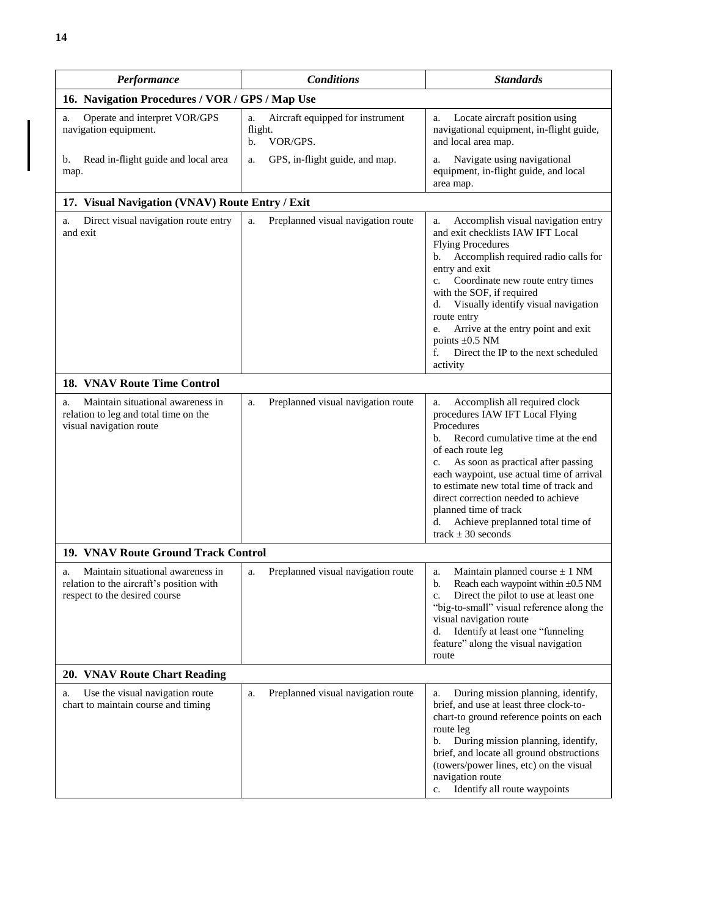| *Performance* | *Conditions* | *Standards* |
|---|---|---|
| **16. Navigation Procedures / VOR / GPS / Map Use** | | |
| a. Operate and interpret VOR/GPS navigation equipment. | a. Aircraft equipped for instrument flight.<br>b. VOR/GPS. | a. Locate aircraft position using navigational equipment, in-flight guide, and local area map. |
| b. Read in-flight guide and local area map. | a. GPS, in-flight guide, and map. | a. Navigate using navigational equipment, in-flight guide, and local area map. |
| **17. Visual Navigation (VNAV) Route Entry / Exit** | | |
| a. Direct visual navigation route entry and exit | a. Preplanned visual navigation route | a. Accomplish visual navigation entry and exit checklists IAW IFT Local Flying Procedures<br>b. Accomplish required radio calls for entry and exit<br>c. Coordinate new route entry times with the SOF, if required<br>d. Visually identify visual navigation route entry<br>e. Arrive at the entry point and exit points ±0.5 NM<br>f. Direct the IP to the next scheduled activity |
| **18. VNAV Route Time Control** | | |
| a. Maintain situational awareness in relation to leg and total time on the visual navigation route | a. Preplanned visual navigation route | a. Accomplish all required clock procedures IAW IFT Local Flying Procedures<br>b. Record cumulative time at the end of each route leg<br>c. As soon as practical after passing each waypoint, use actual time of arrival to estimate new total time of track and direct correction needed to achieve planned time of track<br>d. Achieve preplanned total time of track ± 30 seconds |
| **19. VNAV Route Ground Track Control** | | |
| a. Maintain situational awareness in relation to the aircraft's position with respect to the desired course | a. Preplanned visual navigation route | a. Maintain planned course ± 1 NM<br>b. Reach each waypoint within ±0.5 NM<br>c. Direct the pilot to use at least one "big-to-small" visual reference along the visual navigation route<br>d. Identify at least one "funneling feature" along the visual navigation route |
| **20. VNAV Route Chart Reading** | | |
| a. Use the visual navigation route chart to maintain course and timing | a. Preplanned visual navigation route | a. During mission planning, identify, brief, and use at least three clock-to-chart-to ground reference points on each route leg<br>b. During mission planning, identify, brief, and locate all ground obstructions (towers/power lines, etc) on the visual navigation route<br>c. Identify all route waypoints |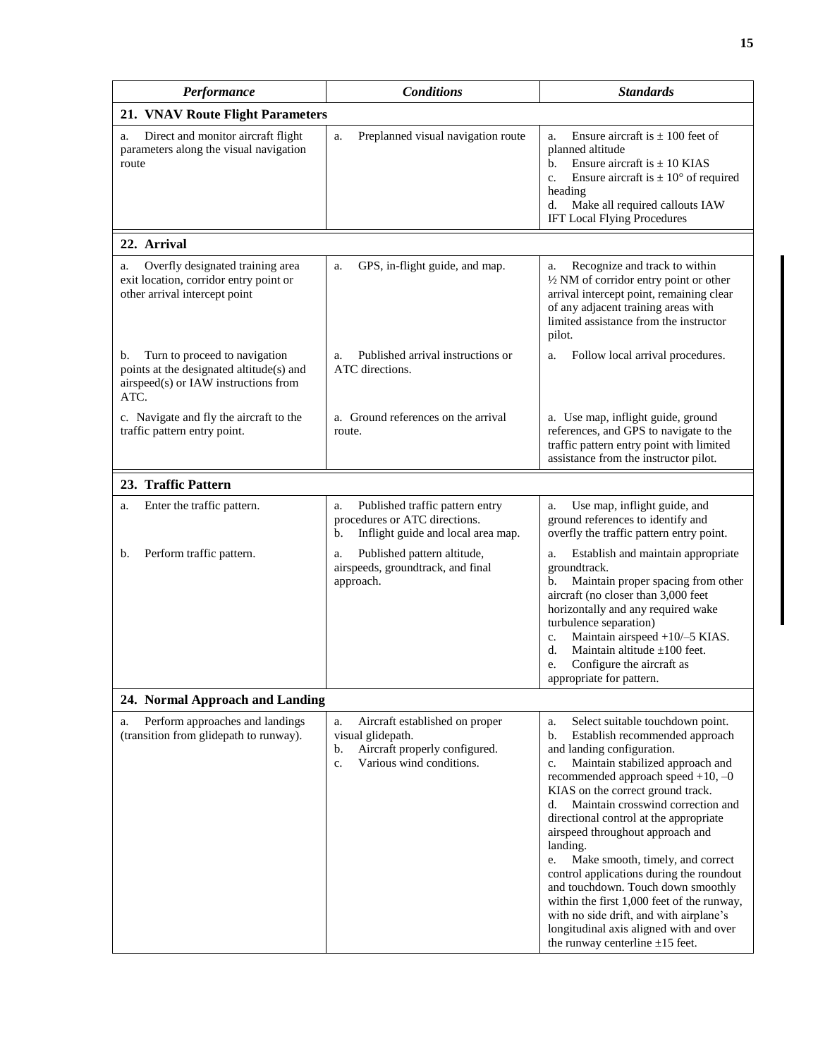| *Performance* | *Conditions* | *Standards* |
|---|---|---|
| **21. VNAV Route Flight Parameters** | | |
| a. Direct and monitor aircraft flight parameters along the visual navigation route | a. Preplanned visual navigation route | a. Ensure aircraft is ± 100 feet of planned altitude<br>b. Ensure aircraft is ± 10 KIAS<br>c. Ensure aircraft is ± 10° of required heading<br>d. Make all required callouts IAW IFT Local Flying Procedures |
| **22. Arrival** | | |
| a. Overfly designated training area exit location, corridor entry point or other arrival intercept point | a. GPS, in-flight guide, and map. | a. Recognize and track to within ½ NM of corridor entry point or other arrival intercept point, remaining clear of any adjacent training areas with limited assistance from the instructor pilot. |
| b. Turn to proceed to navigation points at the designated altitude(s) and airspeed(s) or IAW instructions from ATC. | a. Published arrival instructions or ATC directions. | a. Follow local arrival procedures. |
| c. Navigate and fly the aircraft to the traffic pattern entry point. | a. Ground references on the arrival route. | a. Use map, inflight guide, ground references, and GPS to navigate to the traffic pattern entry point with limited assistance from the instructor pilot. |
| **23. Traffic Pattern** | | |
| a. Enter the traffic pattern. | a. Published traffic pattern entry procedures or ATC directions.<br>b. Inflight guide and local area map. | a. Use map, inflight guide, and ground references to identify and overfly the traffic pattern entry point. |
| b. Perform traffic pattern. | a. Published pattern altitude, airspeeds, groundtrack, and final approach. | a. Establish and maintain appropriate groundtrack.<br>b. Maintain proper spacing from other aircraft (no closer than 3,000 feet horizontally and any required wake turbulence separation)<br>c. Maintain airspeed +10/–5 KIAS.<br>d. Maintain altitude ±100 feet.<br>e. Configure the aircraft as appropriate for pattern. |
| **24. Normal Approach and Landing** | | |
| a. Perform approaches and landings (transition from glidepath to runway). | a. Aircraft established on proper visual glidepath.<br>b. Aircraft properly configured.<br>c. Various wind conditions. | a. Select suitable touchdown point.<br>b. Establish recommended approach and landing configuration.<br>c. Maintain stabilized approach and recommended approach speed +10, –0 KIAS on the correct ground track.<br>d. Maintain crosswind correction and directional control at the appropriate airspeed throughout approach and landing.<br>e. Make smooth, timely, and correct control applications during the roundout and touchdown. Touch down smoothly within the first 1,000 feet of the runway, with no side drift, and with airplane's longitudinal axis aligned with and over the runway centerline ±15 feet. |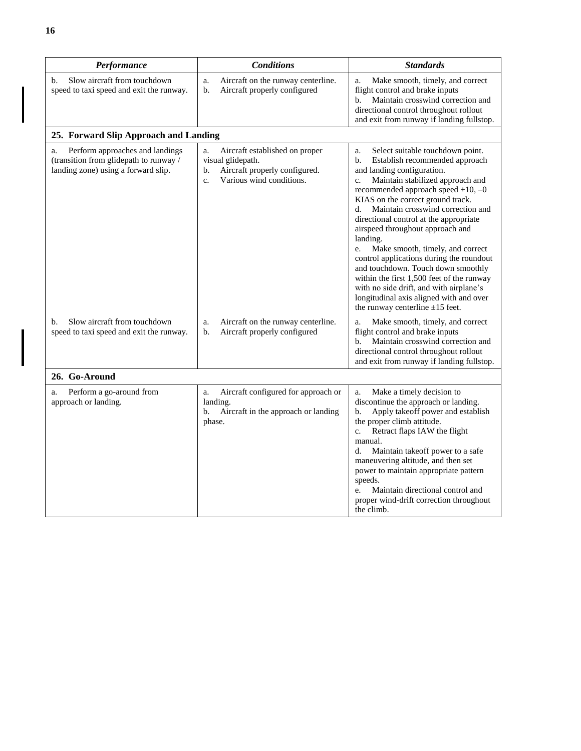| *Performance* | *Conditions* | *Standards* |
|---|---|---|
| b. Slow aircraft from touchdown speed to taxi speed and exit the runway. | a. Aircraft on the runway centerline.<br>b. Aircraft properly configured | a. Make smooth, timely, and correct flight control and brake inputs<br>b. Maintain crosswind correction and directional control throughout rollout and exit from runway if landing fullstop. |
| **25. Forward Slip Approach and Landing** | | |
| a. Perform approaches and landings (transition from glidepath to runway / landing zone) using a forward slip. | a. Aircraft established on proper visual glidepath.<br>b. Aircraft properly configured.<br>c. Various wind conditions. | a. Select suitable touchdown point.<br>b. Establish recommended approach and landing configuration.<br>c. Maintain stabilized approach and recommended approach speed +10, –0 KIAS on the correct ground track.<br>d. Maintain crosswind correction and directional control at the appropriate airspeed throughout approach and landing.<br>e. Make smooth, timely, and correct control applications during the roundout and touchdown. Touch down smoothly within the first 1,500 feet of the runway with no side drift, and with airplane's longitudinal axis aligned with and over the runway centerline ±15 feet. |
| b. Slow aircraft from touchdown speed to taxi speed and exit the runway. | a. Aircraft on the runway centerline.<br>b. Aircraft properly configured | a. Make smooth, timely, and correct flight control and brake inputs<br>b. Maintain crosswind correction and directional control throughout rollout and exit from runway if landing fullstop. |
| **26. Go-Around** | | |
| a. Perform a go-around from approach or landing. | a. Aircraft configured for approach or landing.<br>b. Aircraft in the approach or landing phase. | a. Make a timely decision to discontinue the approach or landing.<br>b. Apply takeoff power and establish the proper climb attitude.<br>c. Retract flaps IAW the flight manual.<br>d. Maintain takeoff power to a safe maneuvering altitude, and then set power to maintain appropriate pattern speeds.<br>e. Maintain directional control and proper wind-drift correction throughout the climb. |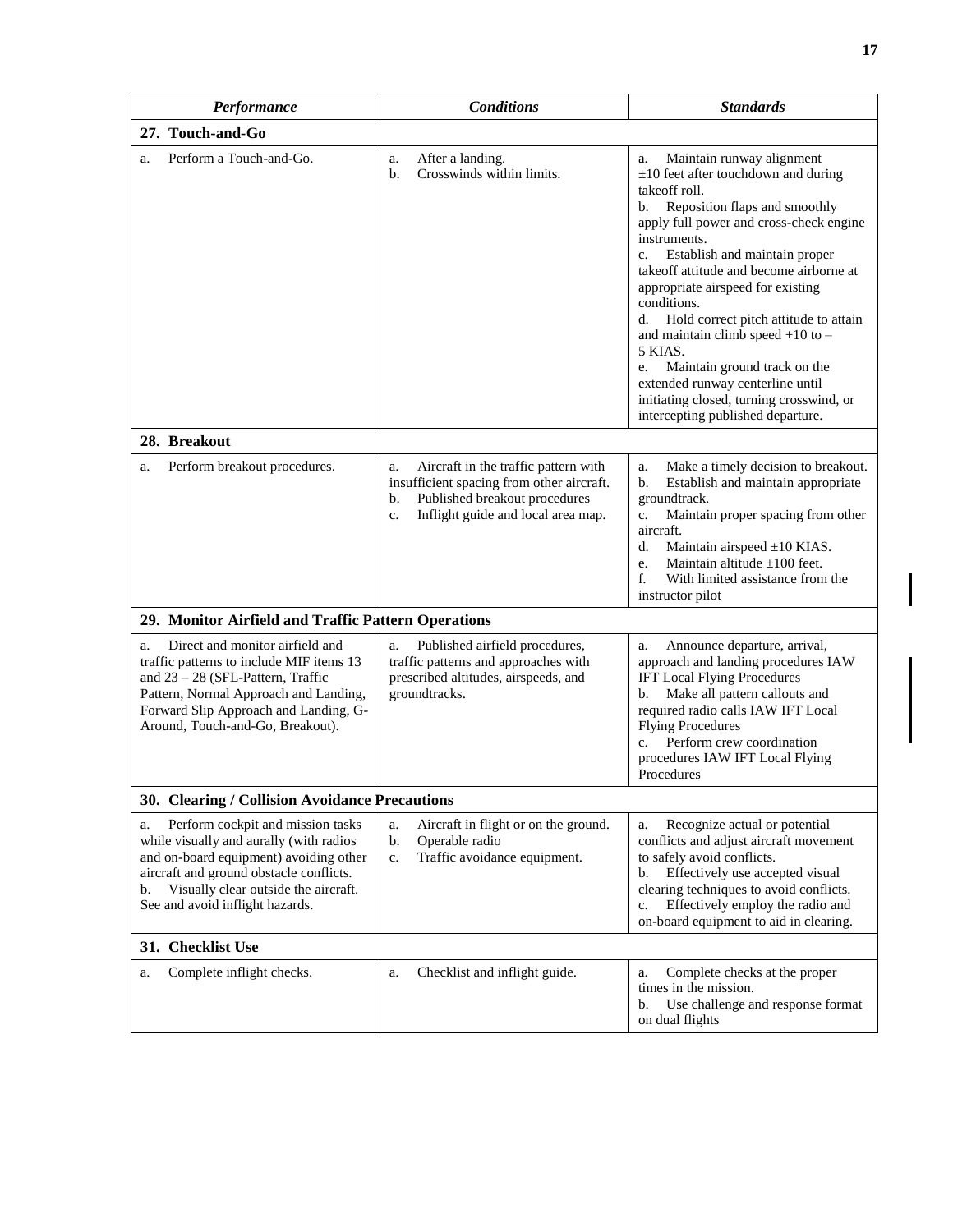| *Performance* | *Conditions* | *Standards* |
|---|---|---|
| **27. Touch-and-Go** | | |
| a. Perform a Touch-and-Go. | a. After a landing.<br>b. Crosswinds within limits. | a. Maintain runway alignment ±10 feet after touchdown and during takeoff roll.<br>b. Reposition flaps and smoothly apply full power and cross-check engine instruments.<br>c. Establish and maintain proper takeoff attitude and become airborne at appropriate airspeed for existing conditions.<br>d. Hold correct pitch attitude to attain and maintain climb speed +10 to – 5 KIAS.<br>e. Maintain ground track on the extended runway centerline until initiating closed, turning crosswind, or intercepting published departure. |
| **28. Breakout** | | |
| a. Perform breakout procedures. | a. Aircraft in the traffic pattern with insufficient spacing from other aircraft.<br>b. Published breakout procedures<br>c. Inflight guide and local area map. | a. Make a timely decision to breakout.<br>b. Establish and maintain appropriate groundtrack.<br>c. Maintain proper spacing from other aircraft.<br>d. Maintain airspeed ±10 KIAS.<br>e. Maintain altitude ±100 feet.<br>f. With limited assistance from the instructor pilot |
| **29. Monitor Airfield and Traffic Pattern Operations** | | |
| a. Direct and monitor airfield and traffic patterns to include MIF items 13 and 23 – 28 (SFL-Pattern, Traffic Pattern, Normal Approach and Landing, Forward Slip Approach and Landing, G-Around, Touch-and-Go, Breakout). | a. Published airfield procedures, traffic patterns and approaches with prescribed altitudes, airspeeds, and groundtracks. | a. Announce departure, arrival, approach and landing procedures IAW IFT Local Flying Procedures<br>b. Make all pattern callouts and required radio calls IAW IFT Local Flying Procedures<br>c. Perform crew coordination procedures IAW IFT Local Flying Procedures |
| **30. Clearing / Collision Avoidance Precautions** | | |
| a. Perform cockpit and mission tasks while visually and aurally (with radios and on-board equipment) avoiding other aircraft and ground obstacle conflicts.<br>b. Visually clear outside the aircraft. See and avoid inflight hazards. | a. Aircraft in flight or on the ground.<br>b. Operable radio<br>c. Traffic avoidance equipment. | a. Recognize actual or potential conflicts and adjust aircraft movement to safely avoid conflicts.<br>b. Effectively use accepted visual clearing techniques to avoid conflicts.<br>c. Effectively employ the radio and on-board equipment to aid in clearing. |
| **31. Checklist Use** | | |
| a. Complete inflight checks. | a. Checklist and inflight guide. | a. Complete checks at the proper times in the mission.<br>b. Use challenge and response format on dual flights |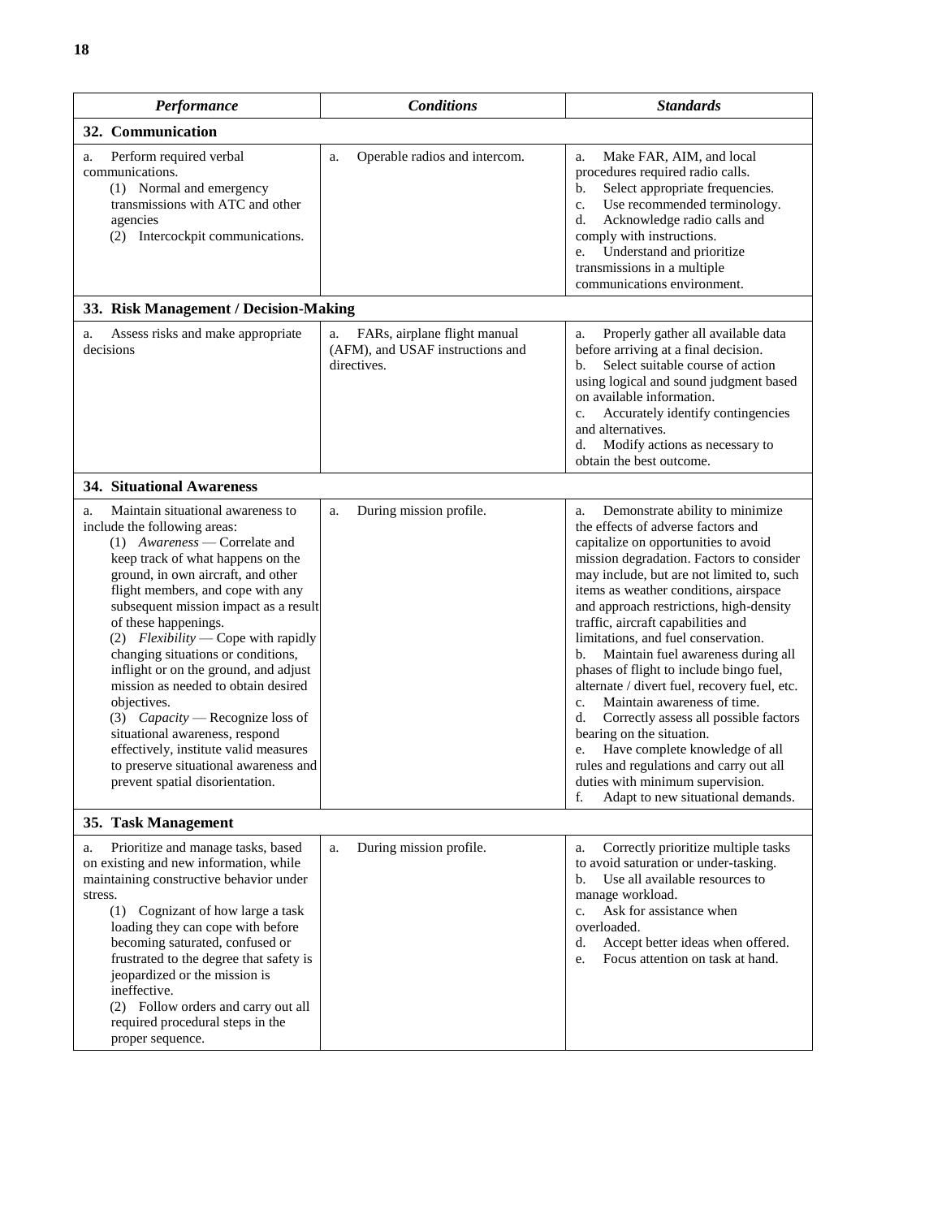| *Performance* | *Conditions* | *Standards* |
|---|---|---|
| **32. Communication** | | |
| a. Perform required verbal communications.<br>(1) Normal and emergency transmissions with ATC and other agencies<br>(2) Intercockpit communications. | a. Operable radios and intercom. | a. Make FAR, AIM, and local procedures required radio calls.<br>b. Select appropriate frequencies.<br>c. Use recommended terminology.<br>d. Acknowledge radio calls and comply with instructions.<br>e. Understand and prioritize transmissions in a multiple communications environment. |
| **33. Risk Management / Decision-Making** | | |
| a. Assess risks and make appropriate decisions | a. FARs, airplane flight manual (AFM), and USAF instructions and directives. | a. Properly gather all available data before arriving at a final decision.<br>b. Select suitable course of action using logical and sound judgment based on available information.<br>c. Accurately identify contingencies and alternatives.<br>d. Modify actions as necessary to obtain the best outcome. |
| **34. Situational Awareness** | | |
| a. Maintain situational awareness to include the following areas:<br>(1) *Awareness* — Correlate and keep track of what happens on the ground, in own aircraft, and other flight members, and cope with any subsequent mission impact as a result of these happenings.<br>(2) *Flexibility* — Cope with rapidly changing situations or conditions, inflight or on the ground, and adjust mission as needed to obtain desired objectives.<br>(3) *Capacity* — Recognize loss of situational awareness, respond effectively, institute valid measures to preserve situational awareness and prevent spatial disorientation. | a. During mission profile. | a. Demonstrate ability to minimize the effects of adverse factors and capitalize on opportunities to avoid mission degradation. Factors to consider may include, but are not limited to, such items as weather conditions, airspace and approach restrictions, high-density traffic, aircraft capabilities and limitations, and fuel conservation.<br>b. Maintain fuel awareness during all phases of flight to include bingo fuel, alternate / divert fuel, recovery fuel, etc.<br>c. Maintain awareness of time.<br>d. Correctly assess all possible factors bearing on the situation.<br>e. Have complete knowledge of all rules and regulations and carry out all duties with minimum supervision.<br>f. Adapt to new situational demands. |
| **35. Task Management** | | |
| a. Prioritize and manage tasks, based on existing and new information, while maintaining constructive behavior under stress.<br>(1) Cognizant of how large a task loading they can cope with before becoming saturated, confused or frustrated to the degree that safety is jeopardized or the mission is ineffective.<br>(2) Follow orders and carry out all required procedural steps in the proper sequence. | a. During mission profile. | a. Correctly prioritize multiple tasks to avoid saturation or under-tasking.<br>b. Use all available resources to manage workload.<br>c. Ask for assistance when overloaded.<br>d. Accept better ideas when offered.<br>e. Focus attention on task at hand. |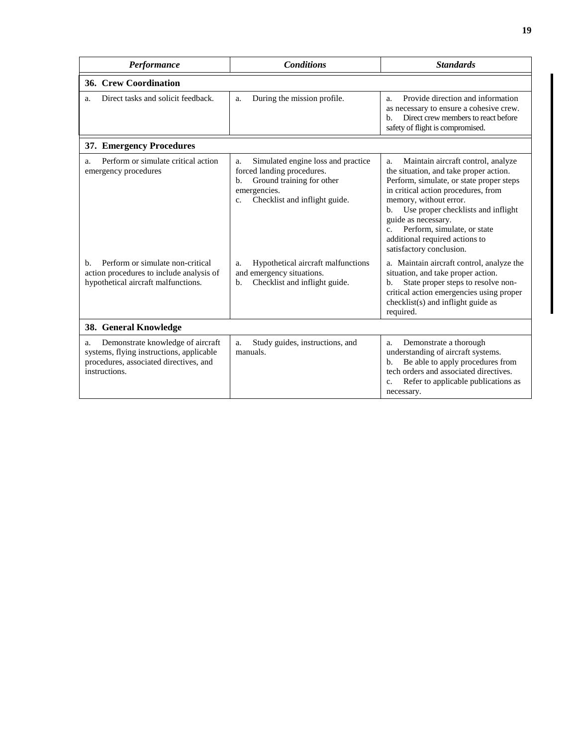| *Performance* | *Conditions* | *Standards* |
|---|---|---|
| **36. Crew Coordination** | | |
| a. Direct tasks and solicit feedback. | a. During the mission profile. | a. Provide direction and information as necessary to ensure a cohesive crew.<br>b. Direct crew members to react before safety of flight is compromised. |
| **37. Emergency Procedures** | | |
| a. Perform or simulate critical action emergency procedures | a. Simulated engine loss and practice forced landing procedures.<br>b. Ground training for other emergencies.<br>c. Checklist and inflight guide. | a. Maintain aircraft control, analyze the situation, and take proper action. Perform, simulate, or state proper steps in critical action procedures, from memory, without error.<br>b. Use proper checklists and inflight guide as necessary.<br>c. Perform, simulate, or state additional required actions to satisfactory conclusion. |
| b. Perform or simulate non-critical action procedures to include analysis of hypothetical aircraft malfunctions. | a. Hypothetical aircraft malfunctions and emergency situations.<br>b. Checklist and inflight guide. | a. Maintain aircraft control, analyze the situation, and take proper action.<br>b. State proper steps to resolve non-critical action emergencies using proper checklist(s) and inflight guide as required. |
| **38. General Knowledge** | | |
| a. Demonstrate knowledge of aircraft systems, flying instructions, applicable procedures, associated directives, and instructions. | a. Study guides, instructions, and manuals. | a. Demonstrate a thorough understanding of aircraft systems.<br>b. Be able to apply procedures from tech orders and associated directives.<br>c. Refer to applicable publications as necessary. |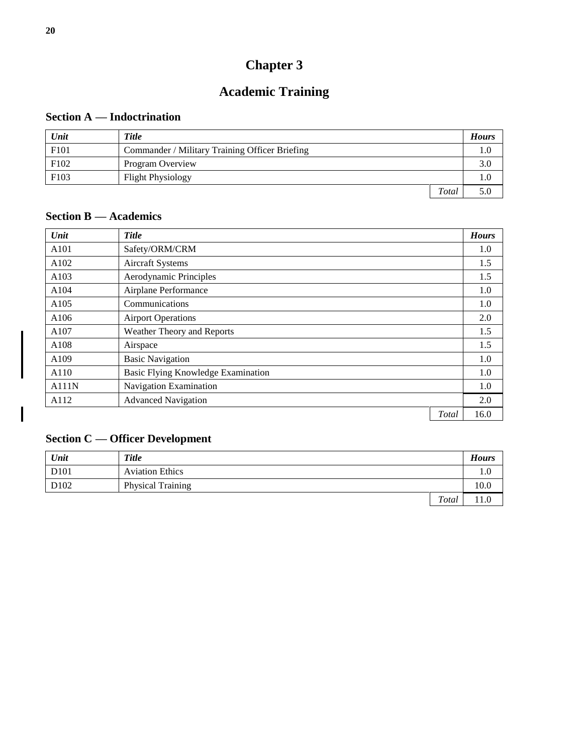# Chapter 3

# Academic Training

## Section A — Indoctrination

| *Unit* | *Title* | *Hours* |
|---|---|---|
| F101 | Commander / Military Training Officer Briefing | 1.0 |
| F102 | Program Overview | 3.0 |
| F103 | Flight Physiology | 1.0 |
| | *Total* | 5.0 |

## Section B — Academics

| *Unit* | *Title* | *Hours* |
|---|---|---|
| A101 | Safety/ORM/CRM | 1.0 |
| A102 | Aircraft Systems | 1.5 |
| A103 | Aerodynamic Principles | 1.5 |
| A104 | Airplane Performance | 1.0 |
| A105 | Communications | 1.0 |
| A106 | Airport Operations | 2.0 |
| A107 | Weather Theory and Reports | 1.5 |
| A108 | Airspace | 1.5 |
| A109 | Basic Navigation | 1.0 |
| A110 | Basic Flying Knowledge Examination | 1.0 |
| A111N | Navigation Examination | 1.0 |
| A112 | Advanced Navigation | 2.0 |
| | *Total* | 16.0 |

## Section C — Officer Development

| *Unit* | *Title* | *Hours* |
|---|---|---|
| D101 | Aviation Ethics | 1.0 |
| D102 | Physical Training | 10.0 |
| | *Total* | 11.0 |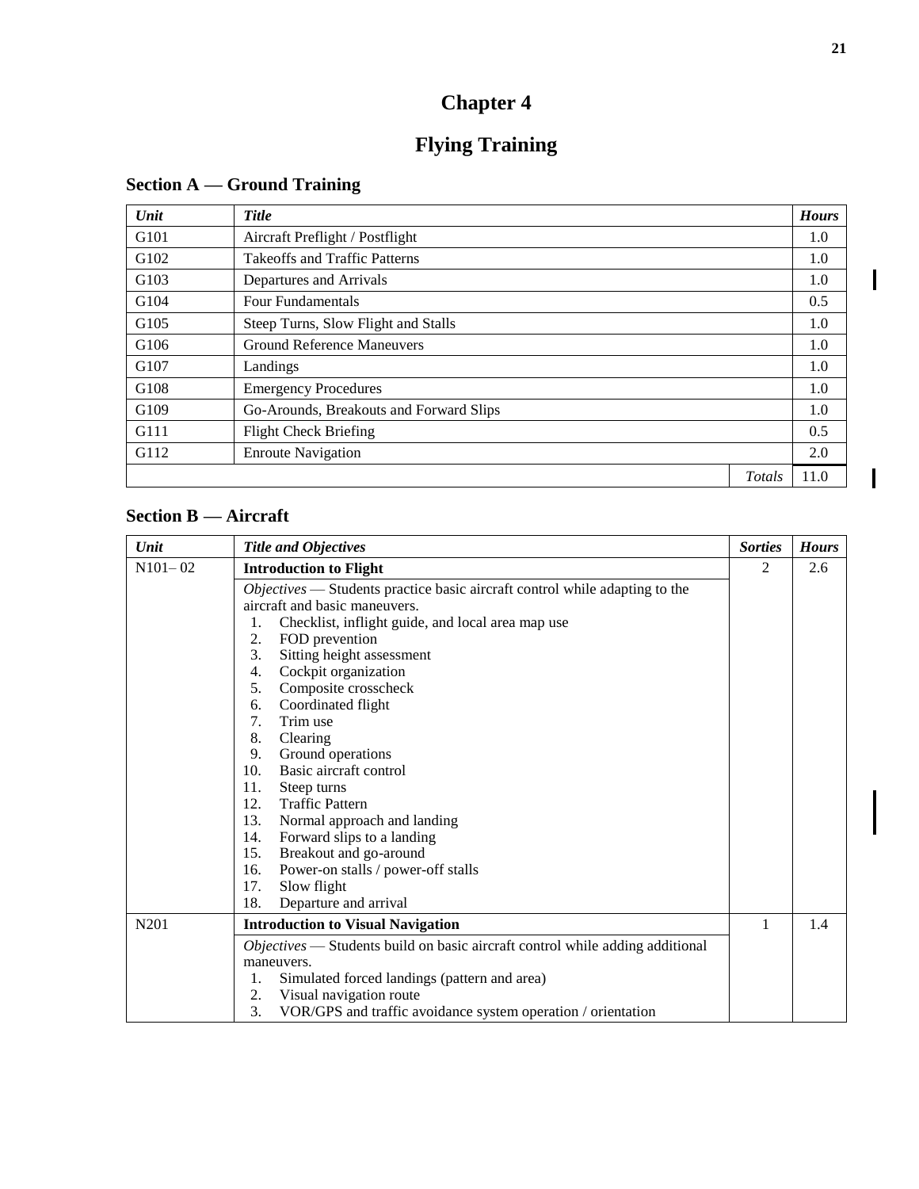# Chapter 4

# Flying Training

## Section A — Ground Training

| *Unit* | *Title* | *Hours* |
|---|---|---|
| G101 | Aircraft Preflight / Postflight | 1.0 |
| G102 | Takeoffs and Traffic Patterns | 1.0 |
| G103 | Departures and Arrivals | 1.0 |
| G104 | Four Fundamentals | 0.5 |
| G105 | Steep Turns, Slow Flight and Stalls | 1.0 |
| G106 | Ground Reference Maneuvers | 1.0 |
| G107 | Landings | 1.0 |
| G108 | Emergency Procedures | 1.0 |
| G109 | Go-Arounds, Breakouts and Forward Slips | 1.0 |
| G111 | Flight Check Briefing | 0.5 |
| G112 | Enroute Navigation | 2.0 |
| | *Totals* | 11.0 |

## Section B — Aircraft

| *Unit* | *Title and Objectives* | *Sorties* | *Hours* |
|---|---|---|---|
| N101– 02 | **Introduction to Flight** | 2 | 2.6 |
| | *Objectives* — Students practice basic aircraft control while adapting to the aircraft and basic maneuvers.<br>1. Checklist, inflight guide, and local area map use<br>2. FOD prevention<br>3. Sitting height assessment<br>4. Cockpit organization<br>5. Composite crosscheck<br>6. Coordinated flight<br>7. Trim use<br>8. Clearing<br>9. Ground operations<br>10. Basic aircraft control<br>11. Steep turns<br>12. Traffic Pattern<br>13. Normal approach and landing<br>14. Forward slips to a landing<br>15. Breakout and go-around<br>16. Power-on stalls / power-off stalls<br>17. Slow flight<br>18. Departure and arrival | | |
| N201 | **Introduction to Visual Navigation** | 1 | 1.4 |
| | *Objectives* — Students build on basic aircraft control while adding additional maneuvers.<br>1. Simulated forced landings (pattern and area)<br>2. Visual navigation route<br>3. VOR/GPS and traffic avoidance system operation / orientation | | |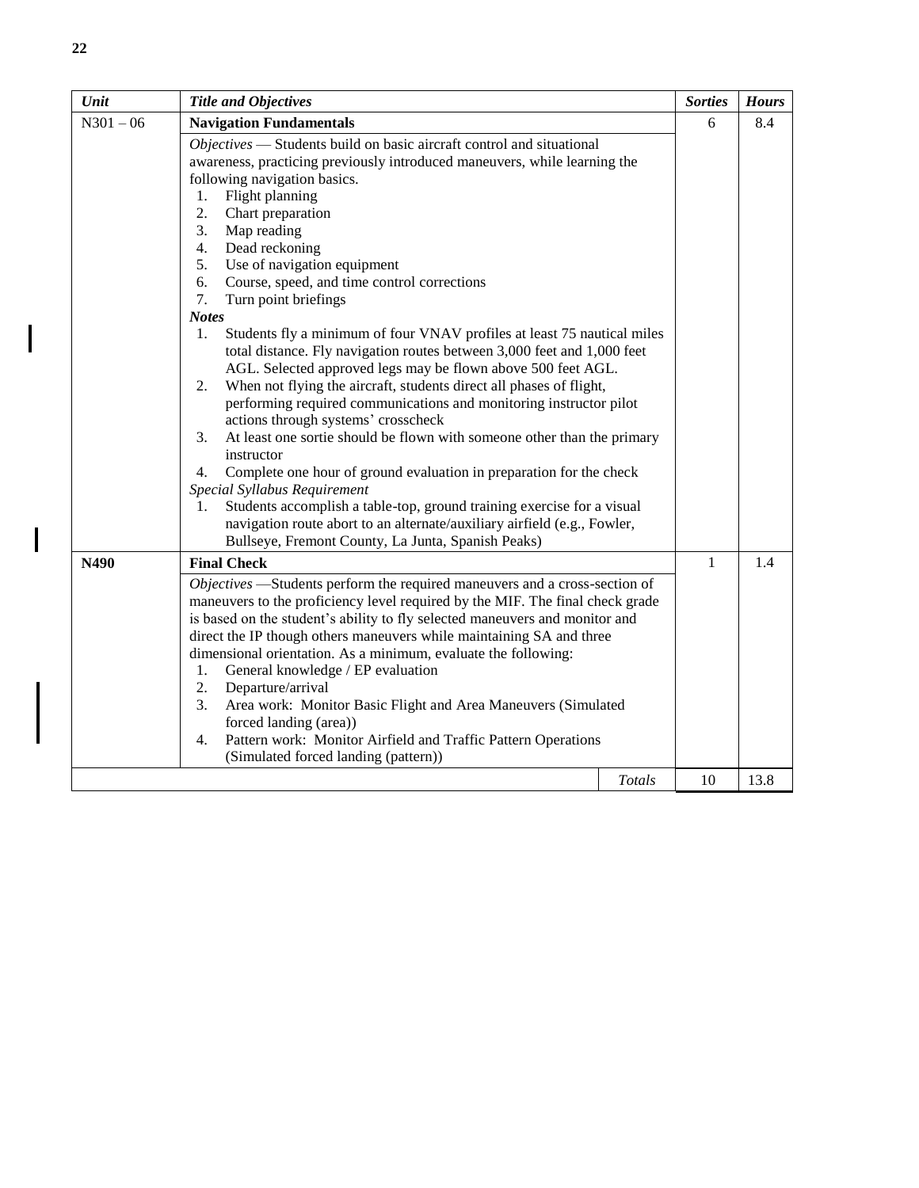| *Unit* | *Title and Objectives* | *Sorties* | *Hours* |
|---|---|---|---|
| N301 – 06 | **Navigation Fundamentals**<br>*Objectives* — Students build on basic aircraft control and situational awareness, practicing previously introduced maneuvers, while learning the following navigation basics.<br>1. Flight planning<br>2. Chart preparation<br>3. Map reading<br>4. Dead reckoning<br>5. Use of navigation equipment<br>6. Course, speed, and time control corrections<br>7. Turn point briefings<br>***Notes***<br>1. Students fly a minimum of four VNAV profiles at least 75 nautical miles total distance. Fly navigation routes between 3,000 feet and 1,000 feet AGL. Selected approved legs may be flown above 500 feet AGL.<br>2. When not flying the aircraft, students direct all phases of flight, performing required communications and monitoring instructor pilot actions through systems' crosscheck<br>3. At least one sortie should be flown with someone other than the primary instructor<br>4. Complete one hour of ground evaluation in preparation for the check<br>*Special Syllabus Requirement*<br>1. Students accomplish a table-top, ground training exercise for a visual navigation route abort to an alternate/auxiliary airfield (e.g., Fowler, Bullseye, Fremont County, La Junta, Spanish Peaks) | 6 | 8.4 |
| **N490** | **Final Check**<br>*Objectives* —Students perform the required maneuvers and a cross-section of maneuvers to the proficiency level required by the MIF. The final check grade is based on the student's ability to fly selected maneuvers and monitor and direct the IP though others maneuvers while maintaining SA and three dimensional orientation. As a minimum, evaluate the following:<br>1. General knowledge / EP evaluation<br>2. Departure/arrival<br>3. Area work: Monitor Basic Flight and Area Maneuvers (Simulated forced landing (area))<br>4. Pattern work: Monitor Airfield and Traffic Pattern Operations (Simulated forced landing (pattern)) | 1 | 1.4 |
| | *Totals* | 10 | 13.8 |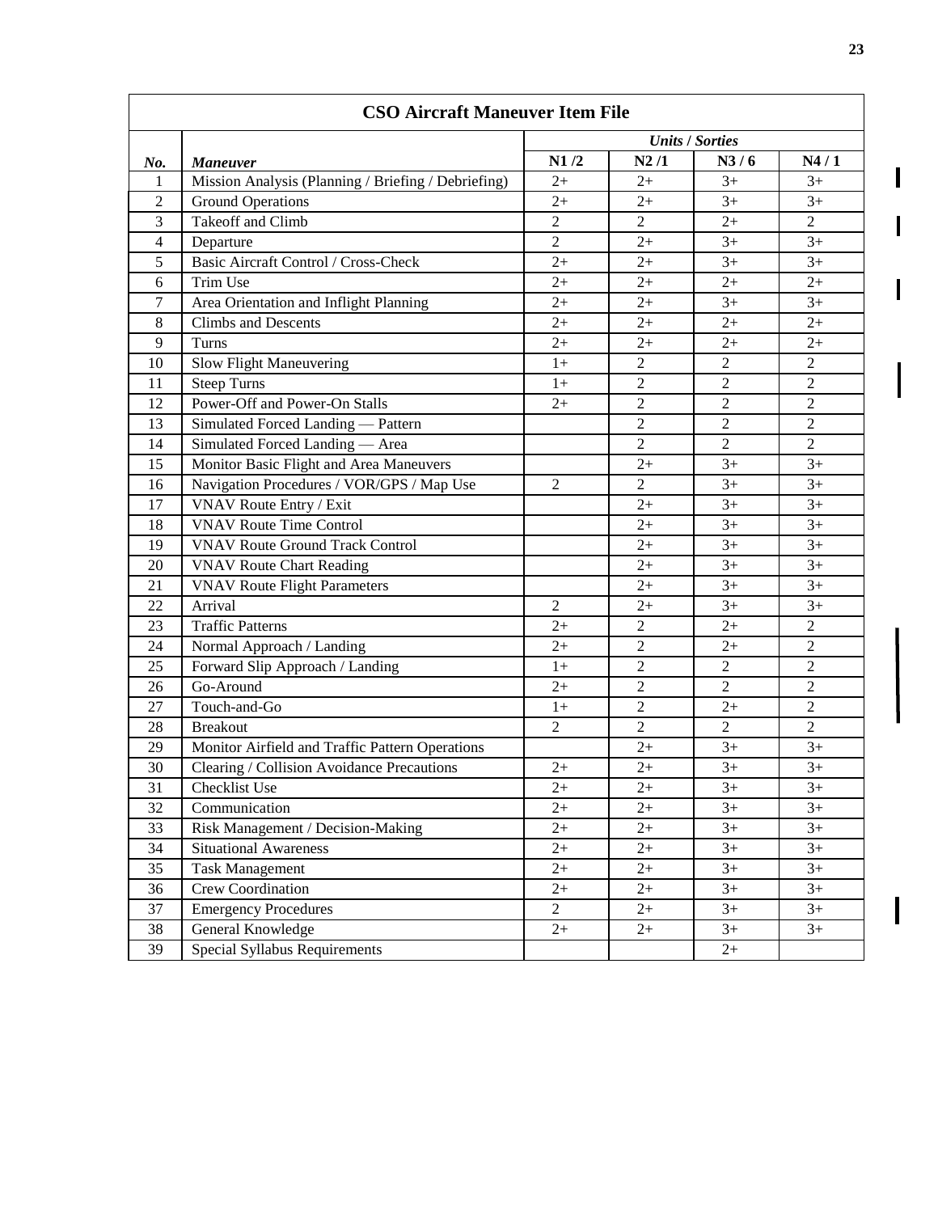| CSO Aircraft Maneuver Item File | | | | | |
|---|---|---|---|---|---|
| | | *Units / Sorties* | | | |
| ***No.*** | ***Maneuver*** | **N1 /2** | **N2 /1** | **N3 / 6** | **N4 / 1** |
| 1 | Mission Analysis (Planning / Briefing / Debriefing) | 2+ | 2+ | 3+ | 3+ |
| 2 | Ground Operations | 2+ | 2+ | 3+ | 3+ |
| 3 | Takeoff and Climb | 2 | 2 | 2+ | 2 |
| 4 | Departure | 2 | 2+ | 3+ | 3+ |
| 5 | Basic Aircraft Control / Cross-Check | 2+ | 2+ | 3+ | 3+ |
| 6 | Trim Use | 2+ | 2+ | 2+ | 2+ |
| 7 | Area Orientation and Inflight Planning | 2+ | 2+ | 3+ | 3+ |
| 8 | Climbs and Descents | 2+ | 2+ | 2+ | 2+ |
| 9 | Turns | 2+ | 2+ | 2+ | 2+ |
| 10 | Slow Flight Maneuvering | 1+ | 2 | 2 | 2 |
| 11 | Steep Turns | 1+ | 2 | 2 | 2 |
| 12 | Power-Off and Power-On Stalls | 2+ | 2 | 2 | 2 |
| 13 | Simulated Forced Landing — Pattern | | 2 | 2 | 2 |
| 14 | Simulated Forced Landing — Area | | 2 | 2 | 2 |
| 15 | Monitor Basic Flight and Area Maneuvers | | 2+ | 3+ | 3+ |
| 16 | Navigation Procedures / VOR/GPS / Map Use | 2 | 2 | 3+ | 3+ |
| 17 | VNAV Route Entry / Exit | | 2+ | 3+ | 3+ |
| 18 | VNAV Route Time Control | | 2+ | 3+ | 3+ |
| 19 | VNAV Route Ground Track Control | | 2+ | 3+ | 3+ |
| 20 | VNAV Route Chart Reading | | 2+ | 3+ | 3+ |
| 21 | VNAV Route Flight Parameters | | 2+ | 3+ | 3+ |
| 22 | Arrival | 2 | 2+ | 3+ | 3+ |
| 23 | Traffic Patterns | 2+ | 2 | 2+ | 2 |
| 24 | Normal Approach / Landing | 2+ | 2 | 2+ | 2 |
| 25 | Forward Slip Approach / Landing | 1+ | 2 | 2 | 2 |
| 26 | Go-Around | 2+ | 2 | 2 | 2 |
| 27 | Touch-and-Go | 1+ | 2 | 2+ | 2 |
| 28 | Breakout | 2 | 2 | 2 | 2 |
| 29 | Monitor Airfield and Traffic Pattern Operations | | 2+ | 3+ | 3+ |
| 30 | Clearing / Collision Avoidance Precautions | 2+ | 2+ | 3+ | 3+ |
| 31 | Checklist Use | 2+ | 2+ | 3+ | 3+ |
| 32 | Communication | 2+ | 2+ | 3+ | 3+ |
| 33 | Risk Management / Decision-Making | 2+ | 2+ | 3+ | 3+ |
| 34 | Situational Awareness | 2+ | 2+ | 3+ | 3+ |
| 35 | Task Management | 2+ | 2+ | 3+ | 3+ |
| 36 | Crew Coordination | 2+ | 2+ | 3+ | 3+ |
| 37 | Emergency Procedures | 2 | 2+ | 3+ | 3+ |
| 38 | General Knowledge | 2+ | 2+ | 3+ | 3+ |
| 39 | Special Syllabus Requirements | | | 2+ | |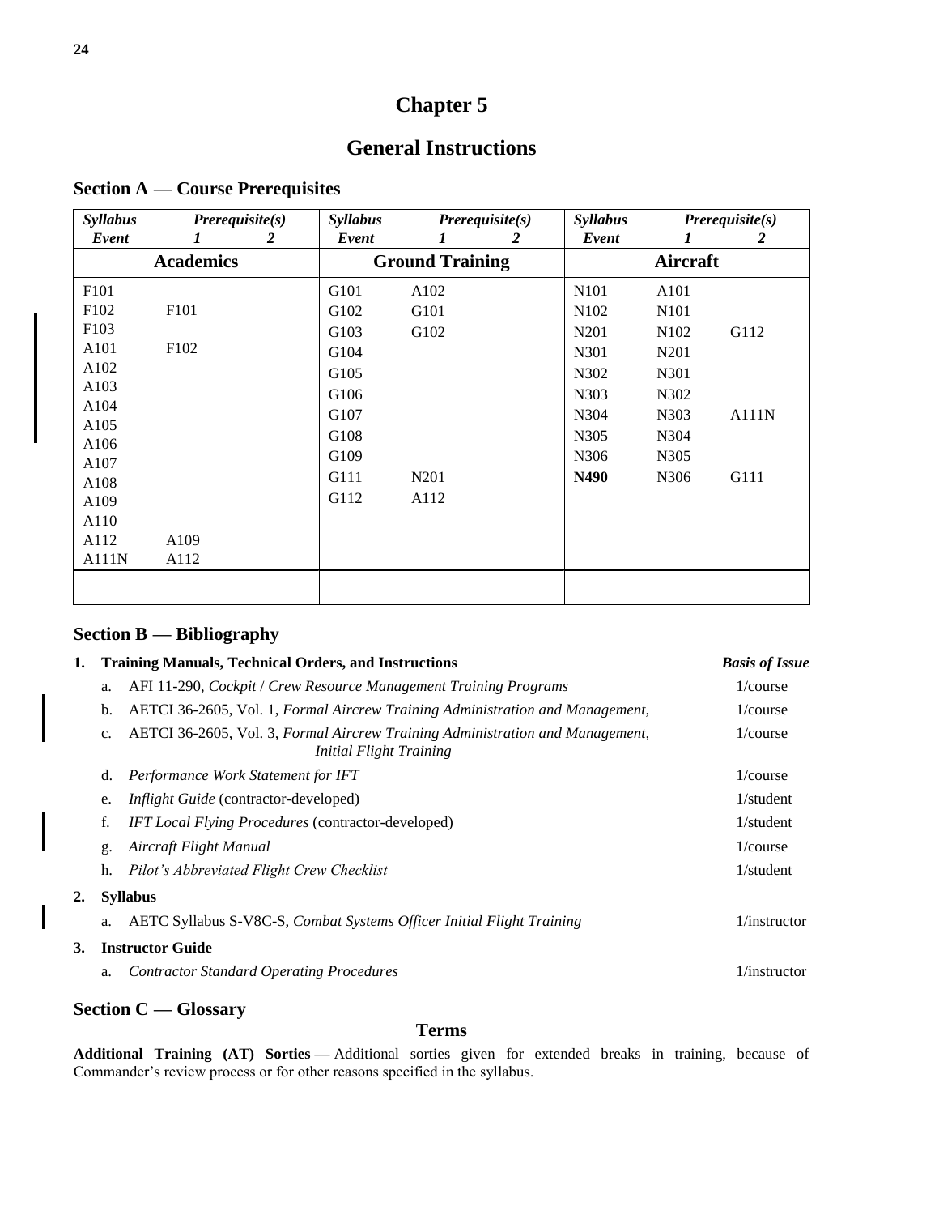# Chapter 5

## General Instructions

### Section A — Course Prerequisites

| *Syllabus Event* | *Prerequisite(s) 1* | *2* | *Syllabus Event* | *Prerequisite(s) 1* | *2* | *Syllabus Event* | *Prerequisite(s) 1* | *2* |
|---|---|---|---|---|---|---|---|---|
| **Academics** | | | **Ground Training** | | | **Aircraft** | | |
| F101 | | | G101 | A102 | | N101 | A101 | |
| F102 | F101 | | G102 | G101 | | N102 | N101 | |
| F103 | | | G103 | G102 | | N201 | N102 | G112 |
| A101 | F102 | | G104 | | | N301 | N201 | |
| A102 | | | G105 | | | N302 | N301 | |
| A103 | | | G106 | | | N303 | N302 | |
| A104 | | | G107 | | | N304 | N303 | A111N |
| A105 | | | G108 | | | N305 | N304 | |
| A106 | | | G109 | | | N306 | N305 | |
| A107 | | | G111 | N201 | | **N490** | N306 | G111 |
| A108 | | | G112 | A112 | | | | |
| A109 | | | | | | | | |
| A110 | | | | | | | | |
| A112 | A109 | | | | | | | |
| A111N | A112 | | | | | | | |

### Section B — Bibliography

**1. Training Manuals, Technical Orders, and Instructions** — *Basis of Issue*

a. AFI 11-290, *Cockpit / Crew Resource Management Training Programs* — 1/course

b. AETCI 36-2605, Vol. 1, *Formal Aircrew Training Administration and Management,* — 1/course

c. AETCI 36-2605, Vol. 3, *Formal Aircrew Training Administration and Management, Initial Flight Training* — 1/course

d. *Performance Work Statement for IFT* — 1/course

e. *Inflight Guide* (contractor-developed) — 1/student

f. *IFT Local Flying Procedures* (contractor-developed) — 1/student

g. *Aircraft Flight Manual* — 1/course

h. *Pilot's Abbreviated Flight Crew Checklist* — 1/student

**2. Syllabus**

a. AETC Syllabus S-V8C-S, *Combat Systems Officer Initial Flight Training* — 1/instructor

**3. Instructor Guide**

a. *Contractor Standard Operating Procedures* — 1/instructor

### Section C — Glossary

#### Terms

**Additional Training (AT) Sorties** — Additional sorties given for extended breaks in training, because of Commander's review process or for other reasons specified in the syllabus.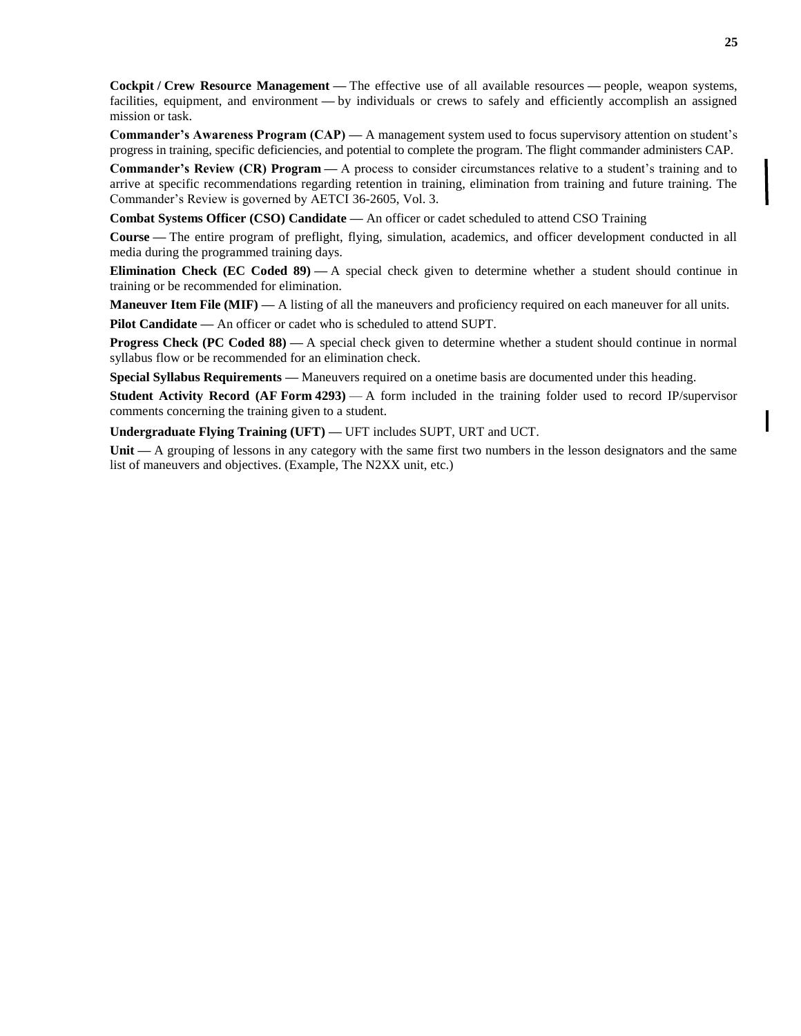**Cockpit / Crew Resource Management —** The effective use of all available resources — people, weapon systems, facilities, equipment, and environment — by individuals or crews to safely and efficiently accomplish an assigned mission or task.

**Commander's Awareness Program (CAP) —** A management system used to focus supervisory attention on student's progress in training, specific deficiencies, and potential to complete the program. The flight commander administers CAP.

**Commander's Review (CR) Program —** A process to consider circumstances relative to a student's training and to arrive at specific recommendations regarding retention in training, elimination from training and future training. The Commander's Review is governed by AETCI 36-2605, Vol. 3.

**Combat Systems Officer (CSO) Candidate —** An officer or cadet scheduled to attend CSO Training

**Course —** The entire program of preflight, flying, simulation, academics, and officer development conducted in all media during the programmed training days.

**Elimination Check (EC Coded 89) —** A special check given to determine whether a student should continue in training or be recommended for elimination.

**Maneuver Item File (MIF) —** A listing of all the maneuvers and proficiency required on each maneuver for all units.

**Pilot Candidate —** An officer or cadet who is scheduled to attend SUPT.

**Progress Check (PC Coded 88) —** A special check given to determine whether a student should continue in normal syllabus flow or be recommended for an elimination check.

**Special Syllabus Requirements —** Maneuvers required on a onetime basis are documented under this heading.

**Student Activity Record (AF Form 4293)** — A form included in the training folder used to record IP/supervisor comments concerning the training given to a student.

**Undergraduate Flying Training (UFT) —** UFT includes SUPT, URT and UCT.

**Unit —** A grouping of lessons in any category with the same first two numbers in the lesson designators and the same list of maneuvers and objectives. (Example, The N2XX unit, etc.)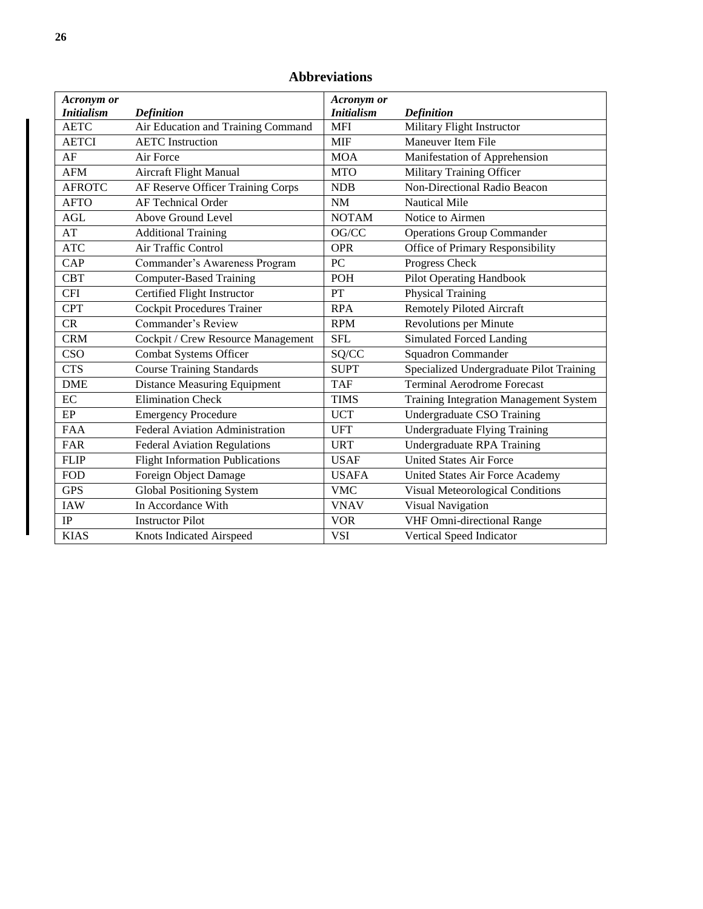## Abbreviations

| *Acronym or Initialism* | *Definition* | *Acronym or Initialism* | *Definition* |
|---|---|---|---|
| AETC | Air Education and Training Command | MFI | Military Flight Instructor |
| AETCI | AETC Instruction | MIF | Maneuver Item File |
| AF | Air Force | MOA | Manifestation of Apprehension |
| AFM | Aircraft Flight Manual | MTO | Military Training Officer |
| AFROTC | AF Reserve Officer Training Corps | NDB | Non-Directional Radio Beacon |
| AFTO | AF Technical Order | NM | Nautical Mile |
| AGL | Above Ground Level | NOTAM | Notice to Airmen |
| AT | Additional Training | OG/CC | Operations Group Commander |
| ATC | Air Traffic Control | OPR | Office of Primary Responsibility |
| CAP | Commander's Awareness Program | PC | Progress Check |
| CBT | Computer-Based Training | POH | Pilot Operating Handbook |
| CFI | Certified Flight Instructor | PT | Physical Training |
| CPT | Cockpit Procedures Trainer | RPA | Remotely Piloted Aircraft |
| CR | Commander's Review | RPM | Revolutions per Minute |
| CRM | Cockpit / Crew Resource Management | SFL | Simulated Forced Landing |
| CSO | Combat Systems Officer | SQ/CC | Squadron Commander |
| CTS | Course Training Standards | SUPT | Specialized Undergraduate Pilot Training |
| DME | Distance Measuring Equipment | TAF | Terminal Aerodrome Forecast |
| EC | Elimination Check | TIMS | Training Integration Management System |
| EP | Emergency Procedure | UCT | Undergraduate CSO Training |
| FAA | Federal Aviation Administration | UFT | Undergraduate Flying Training |
| FAR | Federal Aviation Regulations | URT | Undergraduate RPA Training |
| FLIP | Flight Information Publications | USAF | United States Air Force |
| FOD | Foreign Object Damage | USAFA | United States Air Force Academy |
| GPS | Global Positioning System | VMC | Visual Meteorological Conditions |
| IAW | In Accordance With | VNAV | Visual Navigation |
| IP | Instructor Pilot | VOR | VHF Omni-directional Range |
| KIAS | Knots Indicated Airspeed | VSI | Vertical Speed Indicator |